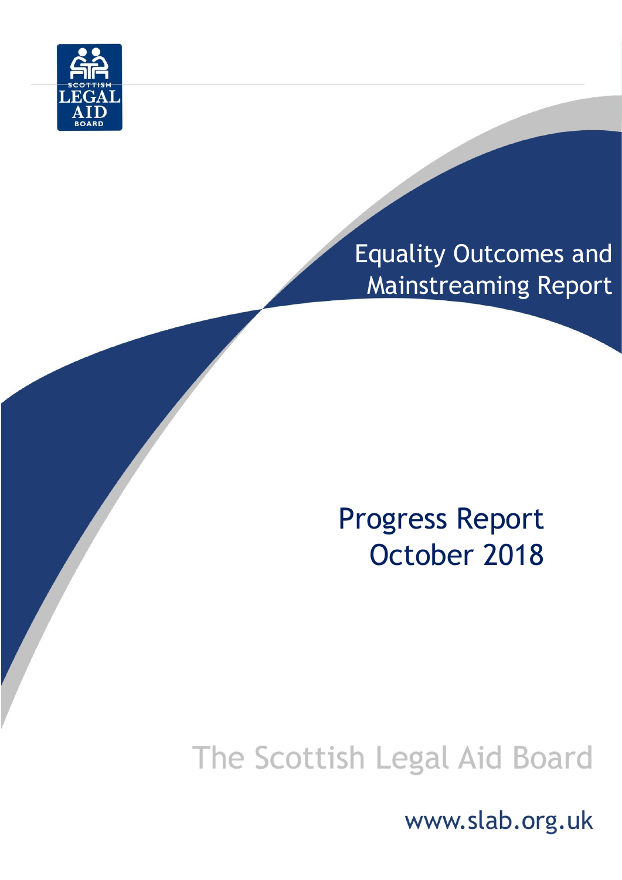# Equality Outcomes and Mainstreaming Report

## Progress Report October 2018

The Scottish Legal Aid Board

www.slab.org.uk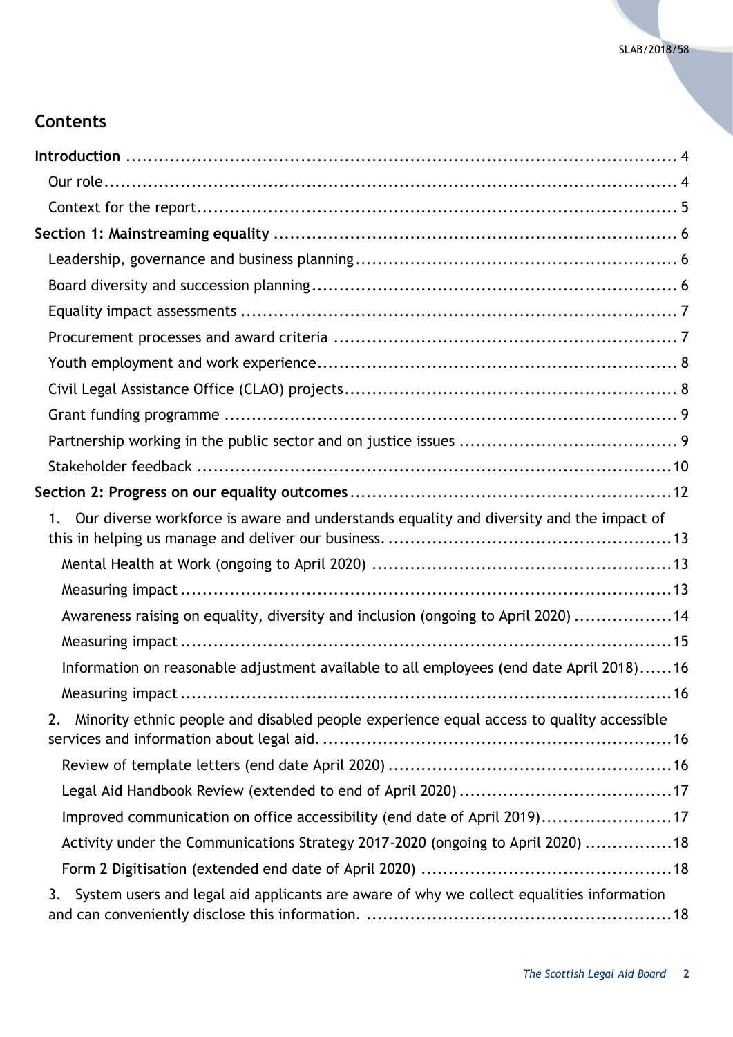## Contents

**Introduction** ..... 4

- Our role ..... 4
- Context for the report ..... 5

**Section 1: Mainstreaming equality** ..... 6

- Leadership, governance and business planning ..... 6
- Board diversity and succession planning ..... 6
- Equality impact assessments ..... 7
- Procurement processes and award criteria ..... 7
- Youth employment and work experience ..... 8
- Civil Legal Assistance Office (CLAO) projects ..... 8
- Grant funding programme ..... 9
- Partnership working in the public sector and on justice issues ..... 9
- Stakeholder feedback ..... 10

**Section 2: Progress on our equality outcomes** ..... 12

1. Our diverse workforce is aware and understands equality and diversity and the impact of this in helping us manage and deliver our business. ..... 13
   - Mental Health at Work (ongoing to April 2020) ..... 13
   - Measuring impact ..... 13
   - Awareness raising on equality, diversity and inclusion (ongoing to April 2020) ..... 14
   - Measuring impact ..... 15
   - Information on reasonable adjustment available to all employees (end date April 2018) ..... 16
   - Measuring impact ..... 16
2. Minority ethnic people and disabled people experience equal access to quality accessible services and information about legal aid. ..... 16
   - Review of template letters (end date April 2020) ..... 16
   - Legal Aid Handbook Review (extended to end of April 2020) ..... 17
   - Improved communication on office accessibility (end date of April 2019) ..... 17
   - Activity under the Communications Strategy 2017-2020 (ongoing to April 2020) ..... 18
   - Form 2 Digitisation (extended end date of April 2020) ..... 18
3. System users and legal aid applicants are aware of why we collect equalities information and can conveniently disclose this information. ..... 18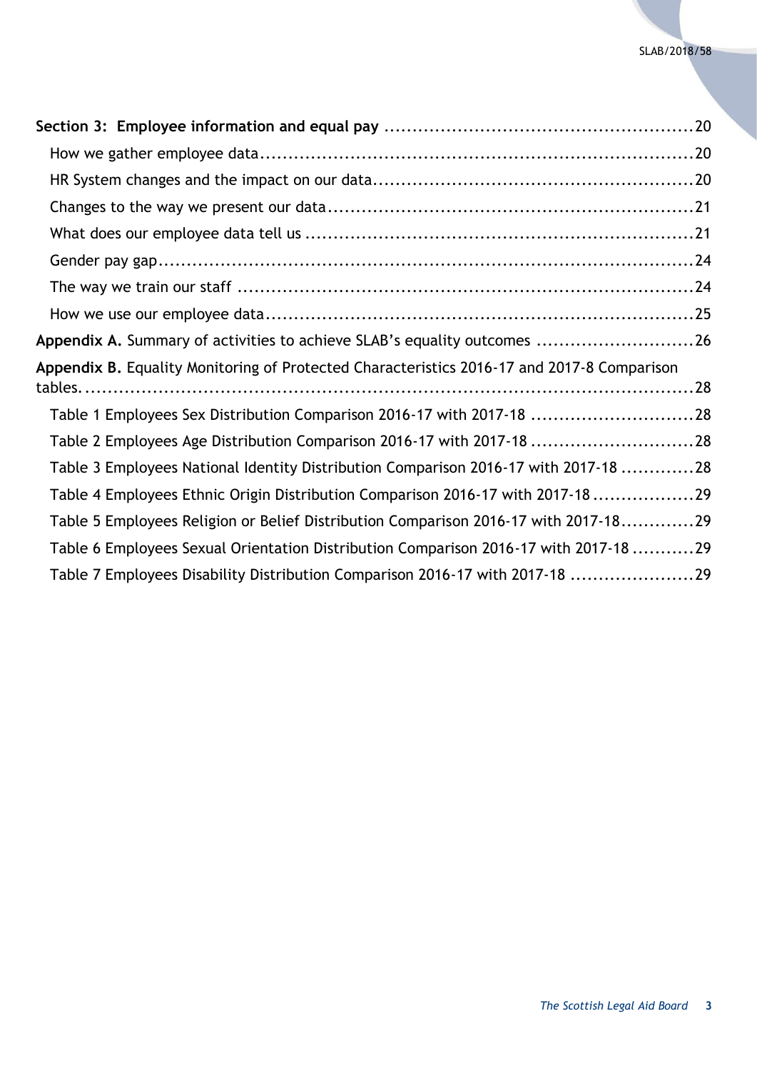**Section 3: Employee information and equal pay** ........................................................ 20

- How we gather employee data .............................................................................. 20
- HR System changes and the impact on our data ........................................................ 20
- Changes to the way we present our data ................................................................. 21
- What does our employee data tell us ..................................................................... 21
- Gender pay gap ................................................................................................. 24
- The way we train our staff .................................................................................. 24
- How we use our employee data ............................................................................. 25

**Appendix A.** Summary of activities to achieve SLAB's equality outcomes ............................ 26

**Appendix B.** Equality Monitoring of Protected Characteristics 2016-17 and 2017-8 Comparison tables. ................................................................................................................ 28

- Table 1 Employees Sex Distribution Comparison 2016-17 with 2017-18 ............................. 28
- Table 2 Employees Age Distribution Comparison 2016-17 with 2017-18 ............................. 28
- Table 3 Employees National Identity Distribution Comparison 2016-17 with 2017-18 ............. 28
- Table 4 Employees Ethnic Origin Distribution Comparison 2016-17 with 2017-18 .................. 29
- Table 5 Employees Religion or Belief Distribution Comparison 2016-17 with 2017-18............. 29
- Table 6 Employees Sexual Orientation Distribution Comparison 2016-17 with 2017-18 ........... 29
- Table 7 Employees Disability Distribution Comparison 2016-17 with 2017-18 ...................... 29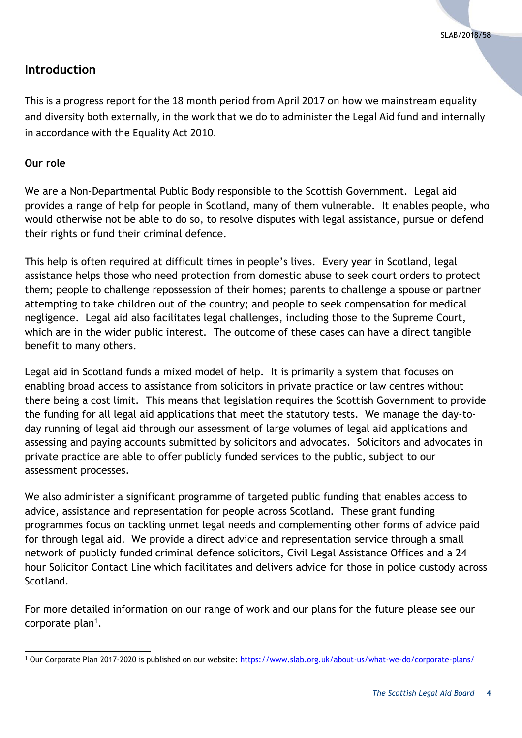## Introduction

This is a progress report for the 18 month period from April 2017 on how we mainstream equality and diversity both externally, in the work that we do to administer the Legal Aid fund and internally in accordance with the Equality Act 2010.

### Our role

We are a Non-Departmental Public Body responsible to the Scottish Government. Legal aid provides a range of help for people in Scotland, many of them vulnerable. It enables people, who would otherwise not be able to do so, to resolve disputes with legal assistance, pursue or defend their rights or fund their criminal defence.

This help is often required at difficult times in people's lives. Every year in Scotland, legal assistance helps those who need protection from domestic abuse to seek court orders to protect them; people to challenge repossession of their homes; parents to challenge a spouse or partner attempting to take children out of the country; and people to seek compensation for medical negligence. Legal aid also facilitates legal challenges, including those to the Supreme Court, which are in the wider public interest. The outcome of these cases can have a direct tangible benefit to many others.

Legal aid in Scotland funds a mixed model of help. It is primarily a system that focuses on enabling broad access to assistance from solicitors in private practice or law centres without there being a cost limit. This means that legislation requires the Scottish Government to provide the funding for all legal aid applications that meet the statutory tests. We manage the day-to-day running of legal aid through our assessment of large volumes of legal aid applications and assessing and paying accounts submitted by solicitors and advocates. Solicitors and advocates in private practice are able to offer publicly funded services to the public, subject to our assessment processes.

We also administer a significant programme of targeted public funding that enables access to advice, assistance and representation for people across Scotland. These grant funding programmes focus on tackling unmet legal needs and complementing other forms of advice paid for through legal aid. We provide a direct advice and representation service through a small network of publicly funded criminal defence solicitors, Civil Legal Assistance Offices and a 24 hour Solicitor Contact Line which facilitates and delivers advice for those in police custody across Scotland.

For more detailed information on our range of work and our plans for the future please see our corporate plan[1].

[1] Our Corporate Plan 2017-2020 is published on our website: https://www.slab.org.uk/about-us/what-we-do/corporate-plans/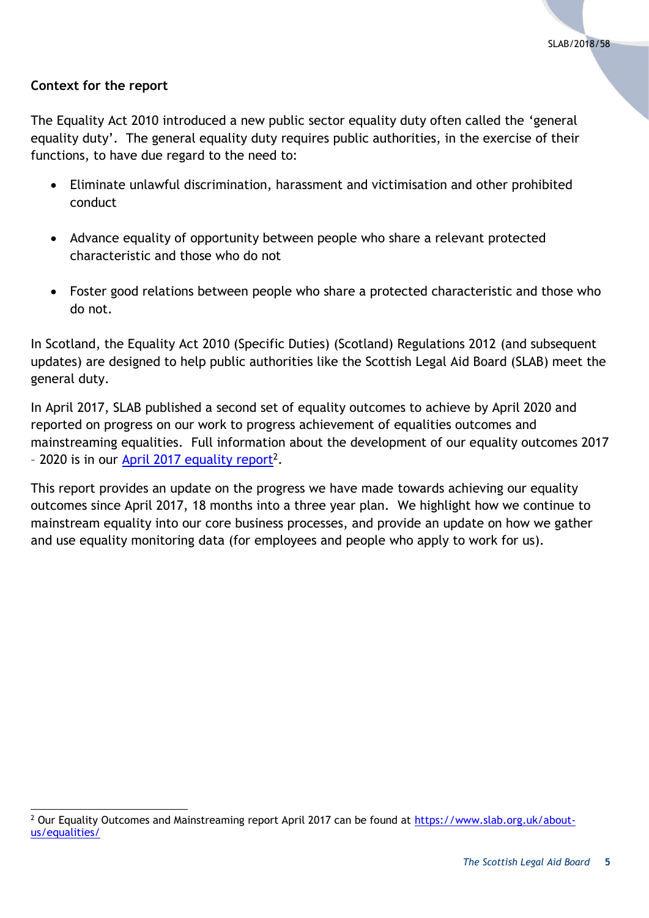**Context for the report**

The Equality Act 2010 introduced a new public sector equality duty often called the 'general equality duty'. The general equality duty requires public authorities, in the exercise of their functions, to have due regard to the need to:

- Eliminate unlawful discrimination, harassment and victimisation and other prohibited conduct
- Advance equality of opportunity between people who share a relevant protected characteristic and those who do not
- Foster good relations between people who share a protected characteristic and those who do not.

In Scotland, the Equality Act 2010 (Specific Duties) (Scotland) Regulations 2012 (and subsequent updates) are designed to help public authorities like the Scottish Legal Aid Board (SLAB) meet the general duty.

In April 2017, SLAB published a second set of equality outcomes to achieve by April 2020 and reported on progress on our work to progress achievement of equalities outcomes and mainstreaming equalities. Full information about the development of our equality outcomes 2017 – 2020 is in our April 2017 equality report[2].

This report provides an update on the progress we have made towards achieving our equality outcomes since April 2017, 18 months into a three year plan. We highlight how we continue to mainstream equality into our core business processes, and provide an update on how we gather and use equality monitoring data (for employees and people who apply to work for us).

---

[2] Our Equality Outcomes and Mainstreaming report April 2017 can be found at https://www.slab.org.uk/about-us/equalities/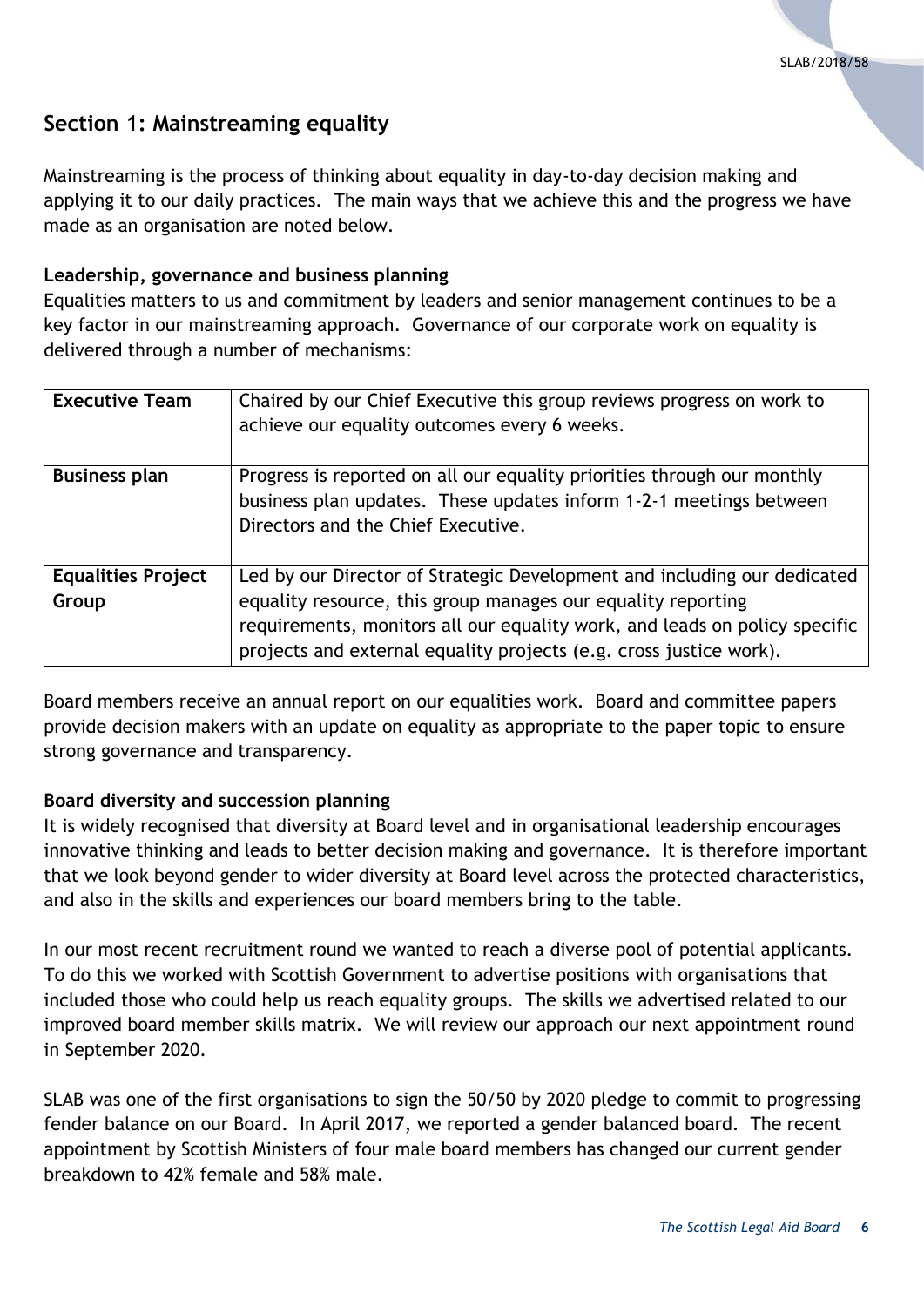## Section 1: Mainstreaming equality

Mainstreaming is the process of thinking about equality in day-to-day decision making and applying it to our daily practices. The main ways that we achieve this and the progress we have made as an organisation are noted below.

### Leadership, governance and business planning

Equalities matters to us and commitment by leaders and senior management continues to be a key factor in our mainstreaming approach. Governance of our corporate work on equality is delivered through a number of mechanisms:

| | |
|---|---|
| **Executive Team** | Chaired by our Chief Executive this group reviews progress on work to achieve our equality outcomes every 6 weeks. |
| **Business plan** | Progress is reported on all our equality priorities through our monthly business plan updates. These updates inform 1-2-1 meetings between Directors and the Chief Executive. |
| **Equalities Project Group** | Led by our Director of Strategic Development and including our dedicated equality resource, this group manages our equality reporting requirements, monitors all our equality work, and leads on policy specific projects and external equality projects (e.g. cross justice work). |

Board members receive an annual report on our equalities work. Board and committee papers provide decision makers with an update on equality as appropriate to the paper topic to ensure strong governance and transparency.

### Board diversity and succession planning

It is widely recognised that diversity at Board level and in organisational leadership encourages innovative thinking and leads to better decision making and governance. It is therefore important that we look beyond gender to wider diversity at Board level across the protected characteristics, and also in the skills and experiences our board members bring to the table.

In our most recent recruitment round we wanted to reach a diverse pool of potential applicants. To do this we worked with Scottish Government to advertise positions with organisations that included those who could help us reach equality groups. The skills we advertised related to our improved board member skills matrix. We will review our approach our next appointment round in September 2020.

SLAB was one of the first organisations to sign the 50/50 by 2020 pledge to commit to progressing fender balance on our Board. In April 2017, we reported a gender balanced board. The recent appointment by Scottish Ministers of four male board members has changed our current gender breakdown to 42% female and 58% male.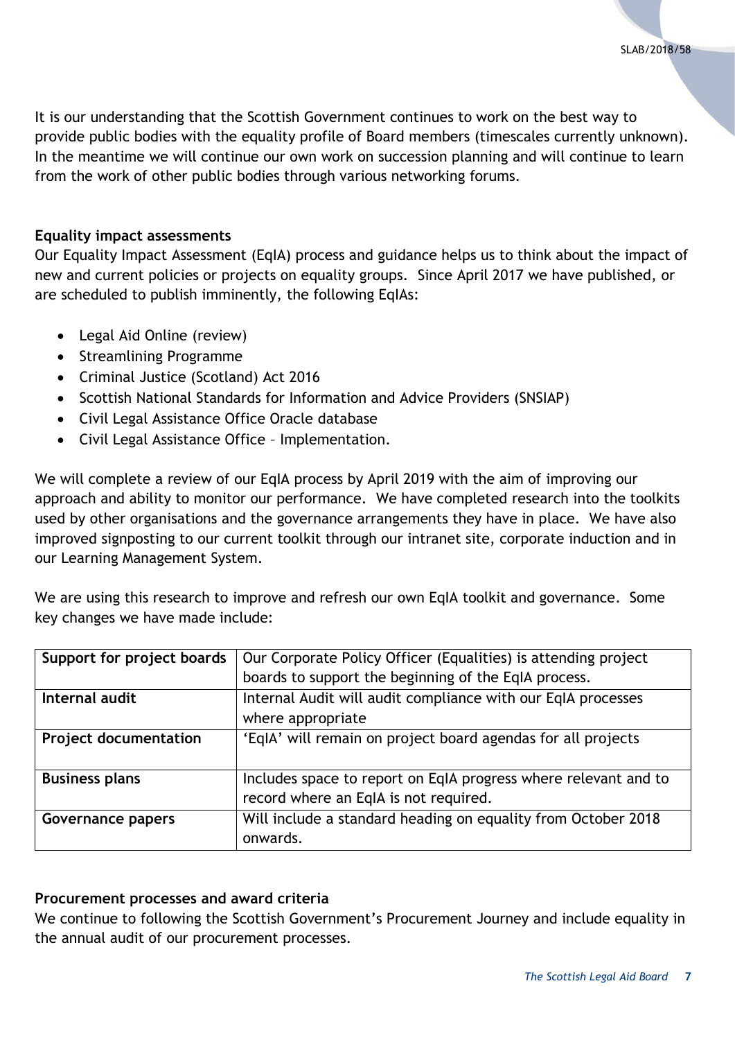It is our understanding that the Scottish Government continues to work on the best way to provide public bodies with the equality profile of Board members (timescales currently unknown). In the meantime we will continue our own work on succession planning and will continue to learn from the work of other public bodies through various networking forums.

**Equality impact assessments**

Our Equality Impact Assessment (EqIA) process and guidance helps us to think about the impact of new and current policies or projects on equality groups. Since April 2017 we have published, or are scheduled to publish imminently, the following EqIAs:

- Legal Aid Online (review)
- Streamlining Programme
- Criminal Justice (Scotland) Act 2016
- Scottish National Standards for Information and Advice Providers (SNSIAP)
- Civil Legal Assistance Office Oracle database
- Civil Legal Assistance Office – Implementation.

We will complete a review of our EqIA process by April 2019 with the aim of improving our approach and ability to monitor our performance. We have completed research into the toolkits used by other organisations and the governance arrangements they have in place. We have also improved signposting to our current toolkit through our intranet site, corporate induction and in our Learning Management System.

We are using this research to improve and refresh our own EqIA toolkit and governance. Some key changes we have made include:

| **Support for project boards** | Our Corporate Policy Officer (Equalities) is attending project boards to support the beginning of the EqIA process. |
|---|---|
| **Internal audit** | Internal Audit will audit compliance with our EqIA processes where appropriate |
| **Project documentation** | 'EqIA' will remain on project board agendas for all projects |
| **Business plans** | Includes space to report on EqIA progress where relevant and to record where an EqIA is not required. |
| **Governance papers** | Will include a standard heading on equality from October 2018 onwards. |

**Procurement processes and award criteria**

We continue to following the Scottish Government's Procurement Journey and include equality in the annual audit of our procurement processes.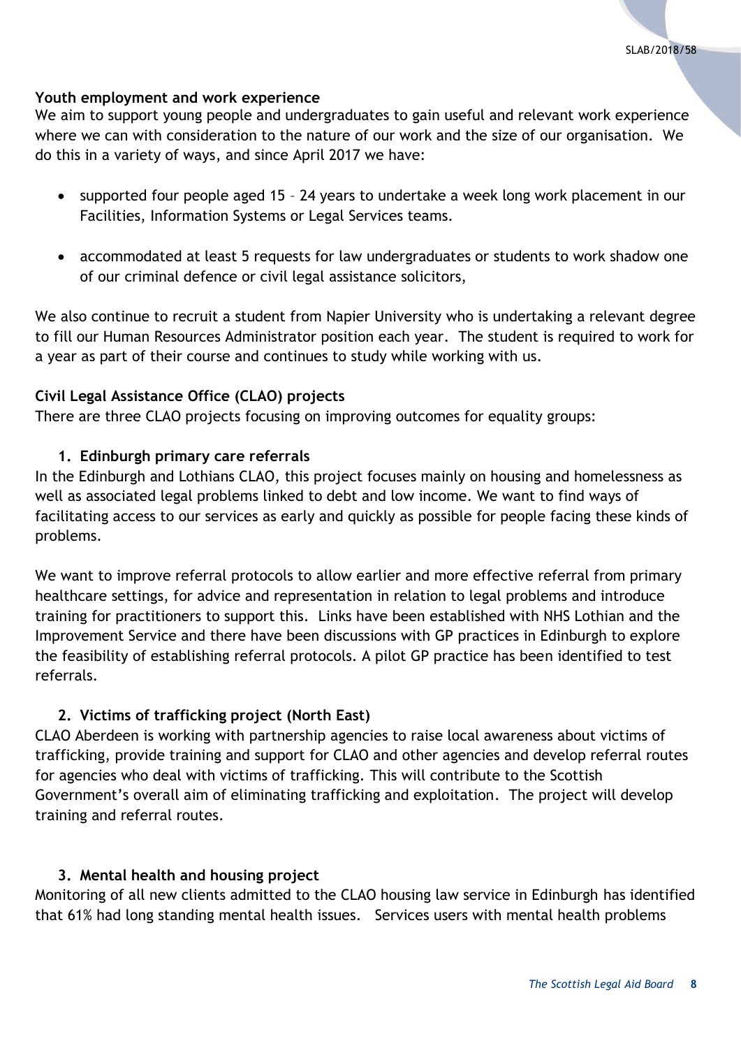**Youth employment and work experience**

We aim to support young people and undergraduates to gain useful and relevant work experience where we can with consideration to the nature of our work and the size of our organisation. We do this in a variety of ways, and since April 2017 we have:

- supported four people aged 15 – 24 years to undertake a week long work placement in our Facilities, Information Systems or Legal Services teams.
- accommodated at least 5 requests for law undergraduates or students to work shadow one of our criminal defence or civil legal assistance solicitors,

We also continue to recruit a student from Napier University who is undertaking a relevant degree to fill our Human Resources Administrator position each year. The student is required to work for a year as part of their course and continues to study while working with us.

**Civil Legal Assistance Office (CLAO) projects**

There are three CLAO projects focusing on improving outcomes for equality groups:

**1. Edinburgh primary care referrals**

In the Edinburgh and Lothians CLAO, this project focuses mainly on housing and homelessness as well as associated legal problems linked to debt and low income. We want to find ways of facilitating access to our services as early and quickly as possible for people facing these kinds of problems.

We want to improve referral protocols to allow earlier and more effective referral from primary healthcare settings, for advice and representation in relation to legal problems and introduce training for practitioners to support this. Links have been established with NHS Lothian and the Improvement Service and there have been discussions with GP practices in Edinburgh to explore the feasibility of establishing referral protocols. A pilot GP practice has been identified to test referrals.

**2. Victims of trafficking project (North East)**

CLAO Aberdeen is working with partnership agencies to raise local awareness about victims of trafficking, provide training and support for CLAO and other agencies and develop referral routes for agencies who deal with victims of trafficking. This will contribute to the Scottish Government's overall aim of eliminating trafficking and exploitation. The project will develop training and referral routes.

**3. Mental health and housing project**

Monitoring of all new clients admitted to the CLAO housing law service in Edinburgh has identified that 61% had long standing mental health issues. Services users with mental health problems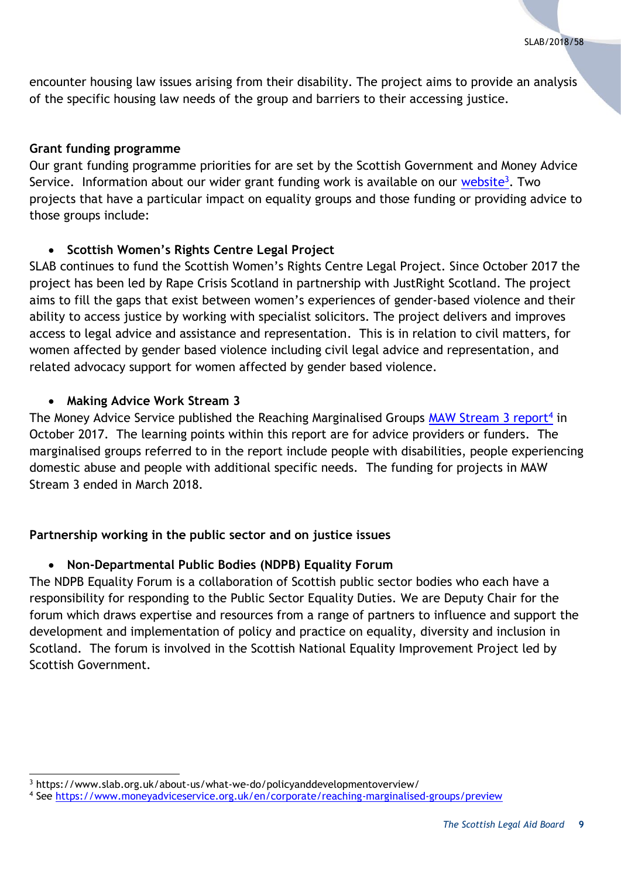encounter housing law issues arising from their disability. The project aims to provide an analysis of the specific housing law needs of the group and barriers to their accessing justice.

**Grant funding programme**

Our grant funding programme priorities for are set by the Scottish Government and Money Advice Service. Information about our wider grant funding work is available on our website[3]. Two projects that have a particular impact on equality groups and those funding or providing advice to those groups include:

- **Scottish Women's Rights Centre Legal Project**

SLAB continues to fund the Scottish Women's Rights Centre Legal Project. Since October 2017 the project has been led by Rape Crisis Scotland in partnership with JustRight Scotland. The project aims to fill the gaps that exist between women's experiences of gender-based violence and their ability to access justice by working with specialist solicitors. The project delivers and improves access to legal advice and assistance and representation. This is in relation to civil matters, for women affected by gender based violence including civil legal advice and representation, and related advocacy support for women affected by gender based violence.

- **Making Advice Work Stream 3**

The Money Advice Service published the Reaching Marginalised Groups MAW Stream 3 report[4] in October 2017. The learning points within this report are for advice providers or funders. The marginalised groups referred to in the report include people with disabilities, people experiencing domestic abuse and people with additional specific needs. The funding for projects in MAW Stream 3 ended in March 2018.

**Partnership working in the public sector and on justice issues**

- **Non-Departmental Public Bodies (NDPB) Equality Forum**

The NDPB Equality Forum is a collaboration of Scottish public sector bodies who each have a responsibility for responding to the Public Sector Equality Duties. We are Deputy Chair for the forum which draws expertise and resources from a range of partners to influence and support the development and implementation of policy and practice on equality, diversity and inclusion in Scotland. The forum is involved in the Scottish National Equality Improvement Project led by Scottish Government.

---

[3] https://www.slab.org.uk/about-us/what-we-do/policyanddevelopmentoverview/

[4] See https://www.moneyadviceservice.org.uk/en/corporate/reaching-marginalised-groups/preview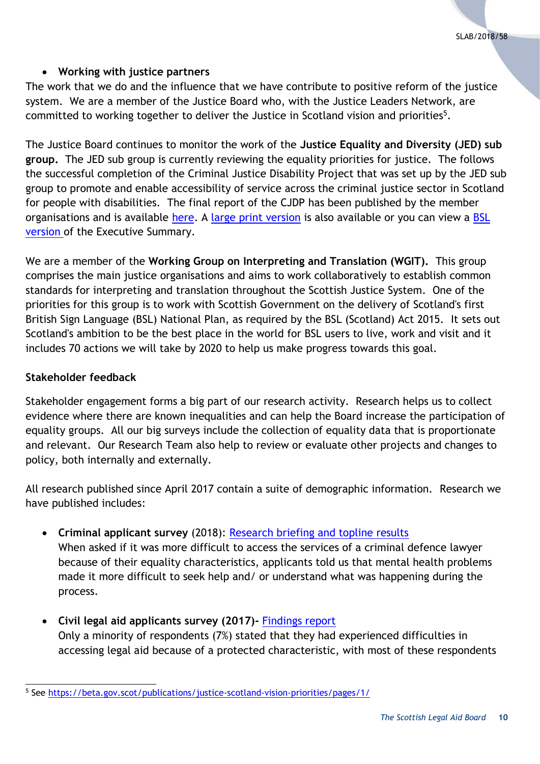- **Working with justice partners**

The work that we do and the influence that we have contribute to positive reform of the justice system. We are a member of the Justice Board who, with the Justice Leaders Network, are committed to working together to deliver the Justice in Scotland vision and priorities[5].

The Justice Board continues to monitor the work of the **Justice Equality and Diversity (JED) sub group.** The JED sub group is currently reviewing the equality priorities for justice. The follows the successful completion of the Criminal Justice Disability Project that was set up by the JED sub group to promote and enable accessibility of service across the criminal justice sector in Scotland for people with disabilities. The final report of the CJDP has been published by the member organisations and is available here. A large print version is also available or you can view a BSL version of the Executive Summary.

We are a member of the **Working Group on Interpreting and Translation (WGIT).** This group comprises the main justice organisations and aims to work collaboratively to establish common standards for interpreting and translation throughout the Scottish Justice System. One of the priorities for this group is to work with Scottish Government on the delivery of Scotland's first British Sign Language (BSL) National Plan, as required by the BSL (Scotland) Act 2015. It sets out Scotland's ambition to be the best place in the world for BSL users to live, work and visit and it includes 70 actions we will take by 2020 to help us make progress towards this goal.

**Stakeholder feedback**

Stakeholder engagement forms a big part of our research activity. Research helps us to collect evidence where there are known inequalities and can help the Board increase the participation of equality groups. All our big surveys include the collection of equality data that is proportionate and relevant. Our Research Team also help to review or evaluate other projects and changes to policy, both internally and externally.

All research published since April 2017 contain a suite of demographic information. Research we have published includes:

- **Criminal applicant survey** (2018): Research briefing and topline results
  When asked if it was more difficult to access the services of a criminal defence lawyer because of their equality characteristics, applicants told us that mental health problems made it more difficult to seek help and/ or understand what was happening during the process.

- **Civil legal aid applicants survey (2017)-** Findings report
  Only a minority of respondents (7%) stated that they had experienced difficulties in accessing legal aid because of a protected characteristic, with most of these respondents

[5] See https://beta.gov.scot/publications/justice-scotland-vision-priorities/pages/1/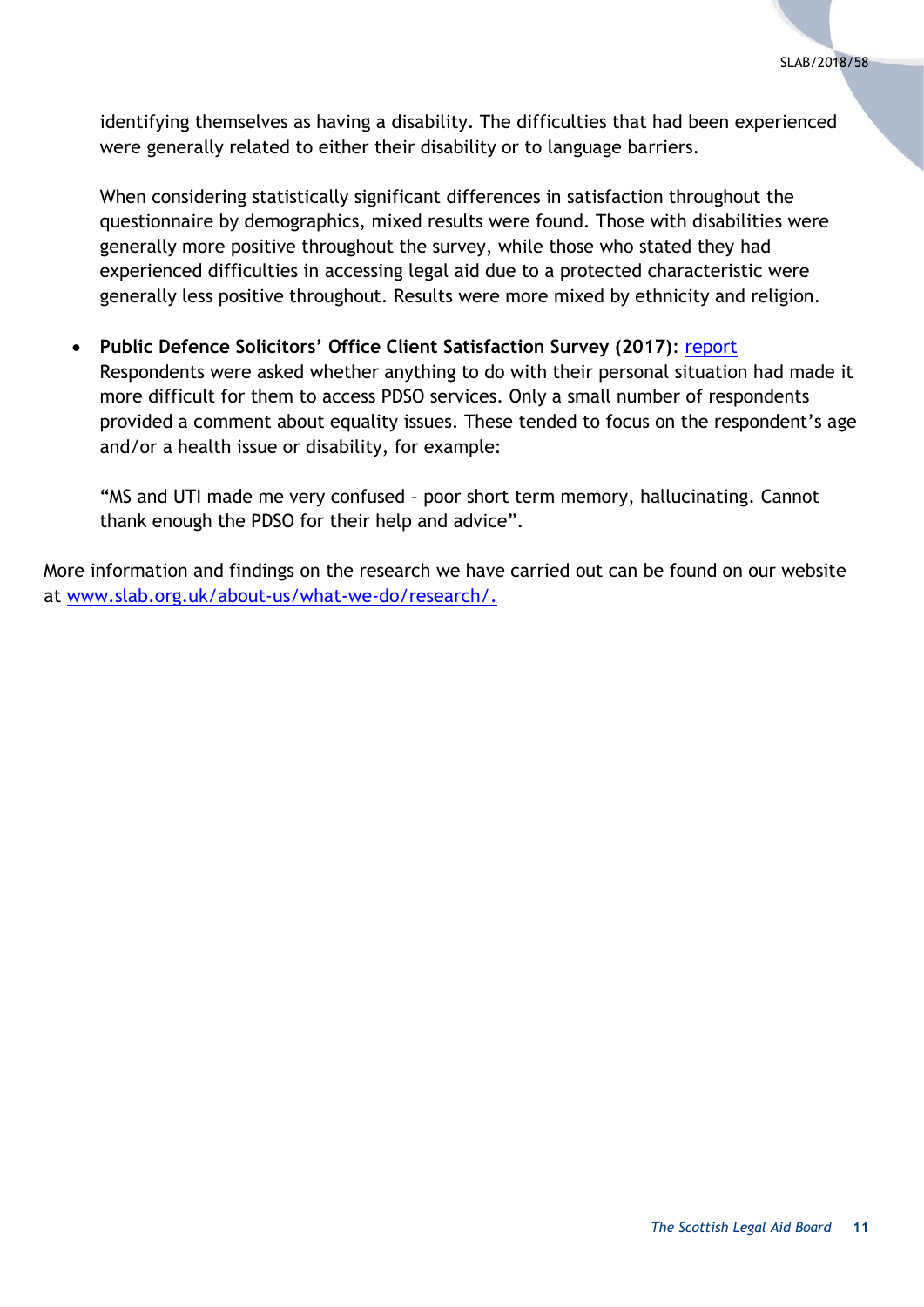identifying themselves as having a disability. The difficulties that had been experienced were generally related to either their disability or to language barriers.

When considering statistically significant differences in satisfaction throughout the questionnaire by demographics, mixed results were found. Those with disabilities were generally more positive throughout the survey, while those who stated they had experienced difficulties in accessing legal aid due to a protected characteristic were generally less positive throughout. Results were more mixed by ethnicity and religion.

- **Public Defence Solicitors' Office Client Satisfaction Survey (2017)**: report
  Respondents were asked whether anything to do with their personal situation had made it more difficult for them to access PDSO services. Only a small number of respondents provided a comment about equality issues. These tended to focus on the respondent's age and/or a health issue or disability, for example:

  "MS and UTI made me very confused – poor short term memory, hallucinating. Cannot thank enough the PDSO for their help and advice".

More information and findings on the research we have carried out can be found on our website at www.slab.org.uk/about-us/what-we-do/research/.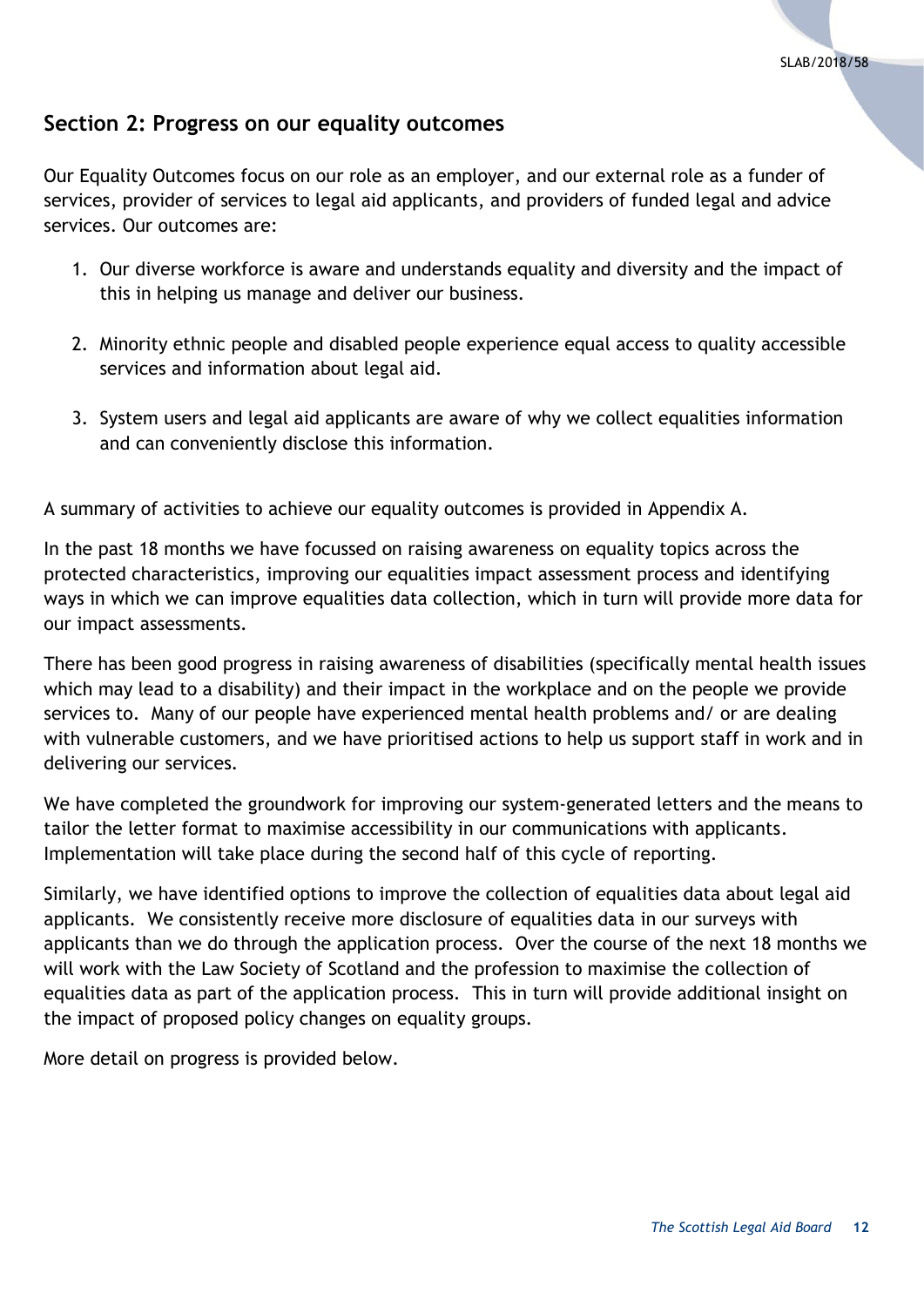## Section 2: Progress on our equality outcomes

Our Equality Outcomes focus on our role as an employer, and our external role as a funder of services, provider of services to legal aid applicants, and providers of funded legal and advice services. Our outcomes are:

1. Our diverse workforce is aware and understands equality and diversity and the impact of this in helping us manage and deliver our business.

2. Minority ethnic people and disabled people experience equal access to quality accessible services and information about legal aid.

3. System users and legal aid applicants are aware of why we collect equalities information and can conveniently disclose this information.

A summary of activities to achieve our equality outcomes is provided in Appendix A.

In the past 18 months we have focussed on raising awareness on equality topics across the protected characteristics, improving our equalities impact assessment process and identifying ways in which we can improve equalities data collection, which in turn will provide more data for our impact assessments.

There has been good progress in raising awareness of disabilities (specifically mental health issues which may lead to a disability) and their impact in the workplace and on the people we provide services to. Many of our people have experienced mental health problems and/ or are dealing with vulnerable customers, and we have prioritised actions to help us support staff in work and in delivering our services.

We have completed the groundwork for improving our system-generated letters and the means to tailor the letter format to maximise accessibility in our communications with applicants. Implementation will take place during the second half of this cycle of reporting.

Similarly, we have identified options to improve the collection of equalities data about legal aid applicants. We consistently receive more disclosure of equalities data in our surveys with applicants than we do through the application process. Over the course of the next 18 months we will work with the Law Society of Scotland and the profession to maximise the collection of equalities data as part of the application process. This in turn will provide additional insight on the impact of proposed policy changes on equality groups.

More detail on progress is provided below.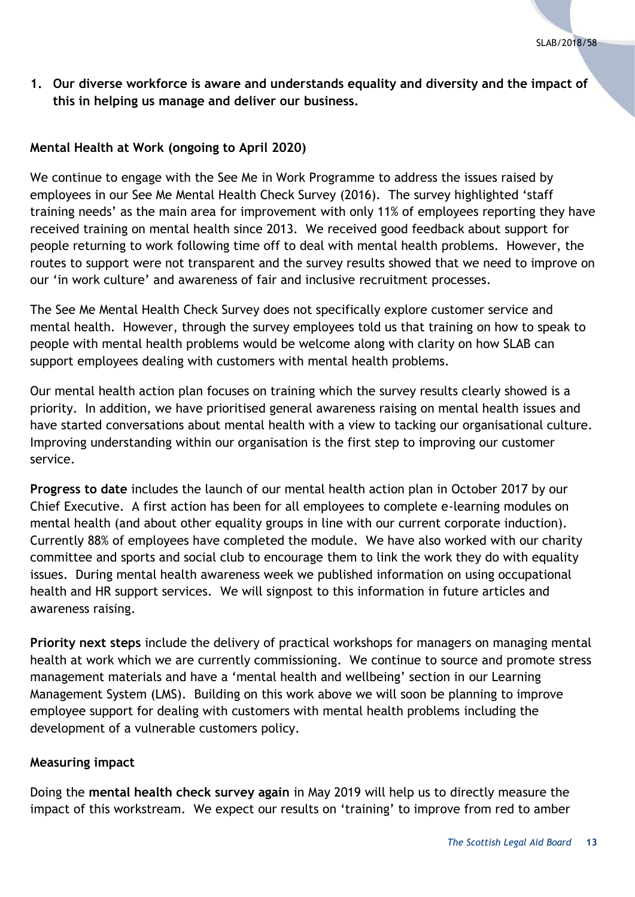1. **Our diverse workforce is aware and understands equality and diversity and the impact of this in helping us manage and deliver our business.**

**Mental Health at Work (ongoing to April 2020)**

We continue to engage with the See Me in Work Programme to address the issues raised by employees in our See Me Mental Health Check Survey (2016). The survey highlighted 'staff training needs' as the main area for improvement with only 11% of employees reporting they have received training on mental health since 2013. We received good feedback about support for people returning to work following time off to deal with mental health problems. However, the routes to support were not transparent and the survey results showed that we need to improve on our 'in work culture' and awareness of fair and inclusive recruitment processes.

The See Me Mental Health Check Survey does not specifically explore customer service and mental health. However, through the survey employees told us that training on how to speak to people with mental health problems would be welcome along with clarity on how SLAB can support employees dealing with customers with mental health problems.

Our mental health action plan focuses on training which the survey results clearly showed is a priority. In addition, we have prioritised general awareness raising on mental health issues and have started conversations about mental health with a view to tacking our organisational culture. Improving understanding within our organisation is the first step to improving our customer service.

**Progress to date** includes the launch of our mental health action plan in October 2017 by our Chief Executive. A first action has been for all employees to complete e-learning modules on mental health (and about other equality groups in line with our current corporate induction). Currently 88% of employees have completed the module. We have also worked with our charity committee and sports and social club to encourage them to link the work they do with equality issues. During mental health awareness week we published information on using occupational health and HR support services. We will signpost to this information in future articles and awareness raising.

**Priority next steps** include the delivery of practical workshops for managers on managing mental health at work which we are currently commissioning. We continue to source and promote stress management materials and have a 'mental health and wellbeing' section in our Learning Management System (LMS). Building on this work above we will soon be planning to improve employee support for dealing with customers with mental health problems including the development of a vulnerable customers policy.

**Measuring impact**

Doing the **mental health check survey again** in May 2019 will help us to directly measure the impact of this workstream. We expect our results on 'training' to improve from red to amber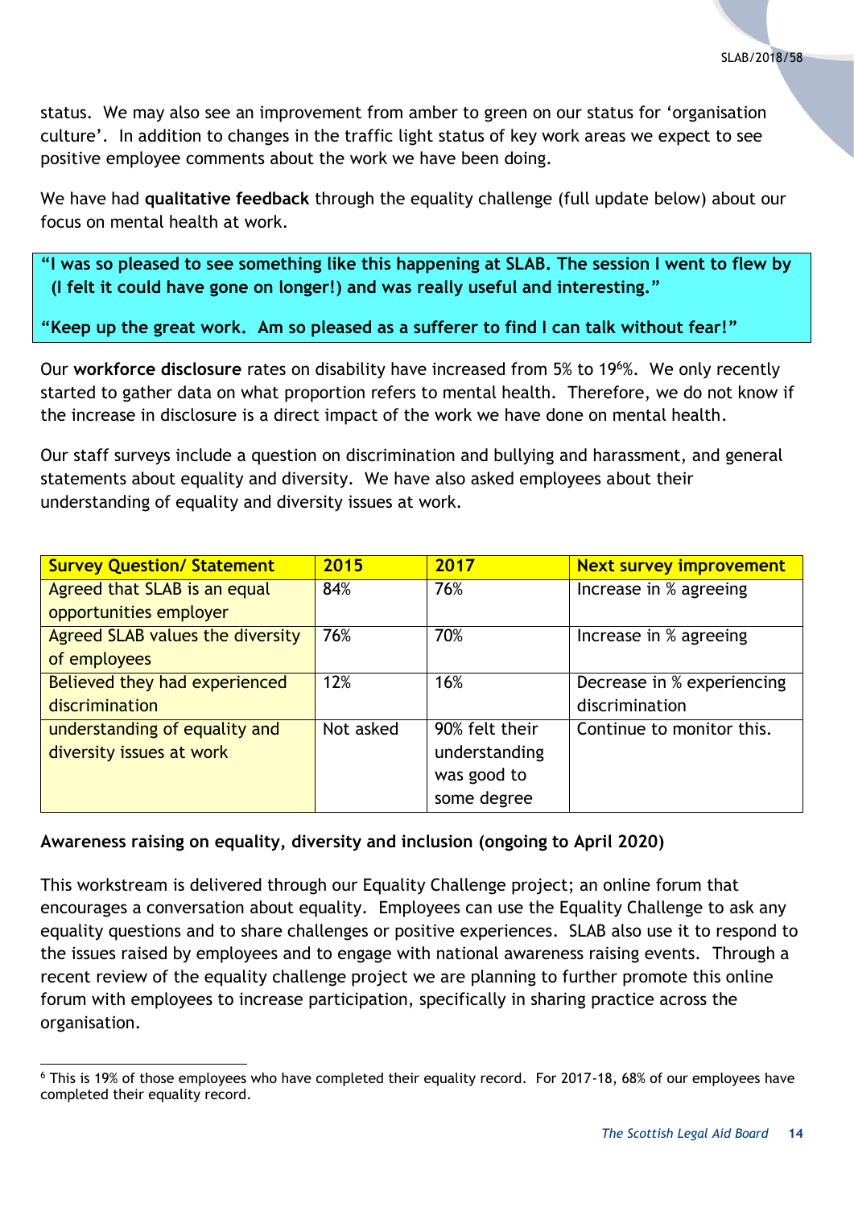status. We may also see an improvement from amber to green on our status for 'organisation culture'. In addition to changes in the traffic light status of key work areas we expect to see positive employee comments about the work we have been doing.

We have had **qualitative feedback** through the equality challenge (full update below) about our focus on mental health at work.

> **"I was so pleased to see something like this happening at SLAB. The session I went to flew by (I felt it could have gone on longer!) and was really useful and interesting."**
>
> **"Keep up the great work. Am so pleased as a sufferer to find I can talk without fear!"**

Our **workforce disclosure** rates on disability have increased from 5% to 19[6]%. We only recently started to gather data on what proportion refers to mental health. Therefore, we do not know if the increase in disclosure is a direct impact of the work we have done on mental health.

Our staff surveys include a question on discrimination and bullying and harassment, and general statements about equality and diversity. We have also asked employees about their understanding of equality and diversity issues at work.

| Survey Question/ Statement | 2015 | 2017 | Next survey improvement |
|---|---|---|---|
| Agreed that SLAB is an equal opportunities employer | 84% | 76% | Increase in % agreeing |
| Agreed SLAB values the diversity of employees | 76% | 70% | Increase in % agreeing |
| Believed they had experienced discrimination | 12% | 16% | Decrease in % experiencing discrimination |
| understanding of equality and diversity issues at work | Not asked | 90% felt their understanding was good to some degree | Continue to monitor this. |

**Awareness raising on equality, diversity and inclusion (ongoing to April 2020)**

This workstream is delivered through our Equality Challenge project; an online forum that encourages a conversation about equality. Employees can use the Equality Challenge to ask any equality questions and to share challenges or positive experiences. SLAB also use it to respond to the issues raised by employees and to engage with national awareness raising events. Through a recent review of the equality challenge project we are planning to further promote this online forum with employees to increase participation, specifically in sharing practice across the organisation.

[6] This is 19% of those employees who have completed their equality record. For 2017-18, 68% of our employees have completed their equality record.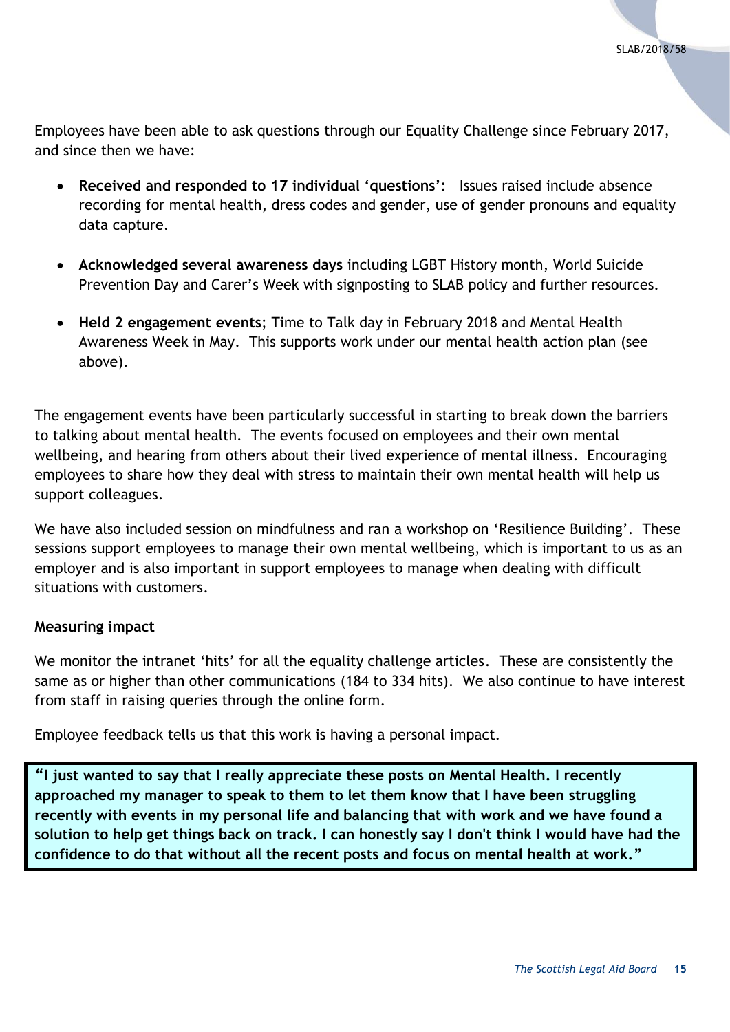Employees have been able to ask questions through our Equality Challenge since February 2017, and since then we have:

- **Received and responded to 17 individual 'questions':** Issues raised include absence recording for mental health, dress codes and gender, use of gender pronouns and equality data capture.
- **Acknowledged several awareness days** including LGBT History month, World Suicide Prevention Day and Carer's Week with signposting to SLAB policy and further resources.
- **Held 2 engagement events**; Time to Talk day in February 2018 and Mental Health Awareness Week in May. This supports work under our mental health action plan (see above).

The engagement events have been particularly successful in starting to break down the barriers to talking about mental health. The events focused on employees and their own mental wellbeing, and hearing from others about their lived experience of mental illness. Encouraging employees to share how they deal with stress to maintain their own mental health will help us support colleagues.

We have also included session on mindfulness and ran a workshop on 'Resilience Building'. These sessions support employees to manage their own mental wellbeing, which is important to us as an employer and is also important in support employees to manage when dealing with difficult situations with customers.

**Measuring impact**

We monitor the intranet 'hits' for all the equality challenge articles. These are consistently the same as or higher than other communications (184 to 334 hits). We also continue to have interest from staff in raising queries through the online form.

Employee feedback tells us that this work is having a personal impact.

> **"I just wanted to say that I really appreciate these posts on Mental Health. I recently approached my manager to speak to them to let them know that I have been struggling recently with events in my personal life and balancing that with work and we have found a solution to help get things back on track. I can honestly say I don't think I would have had the confidence to do that without all the recent posts and focus on mental health at work."**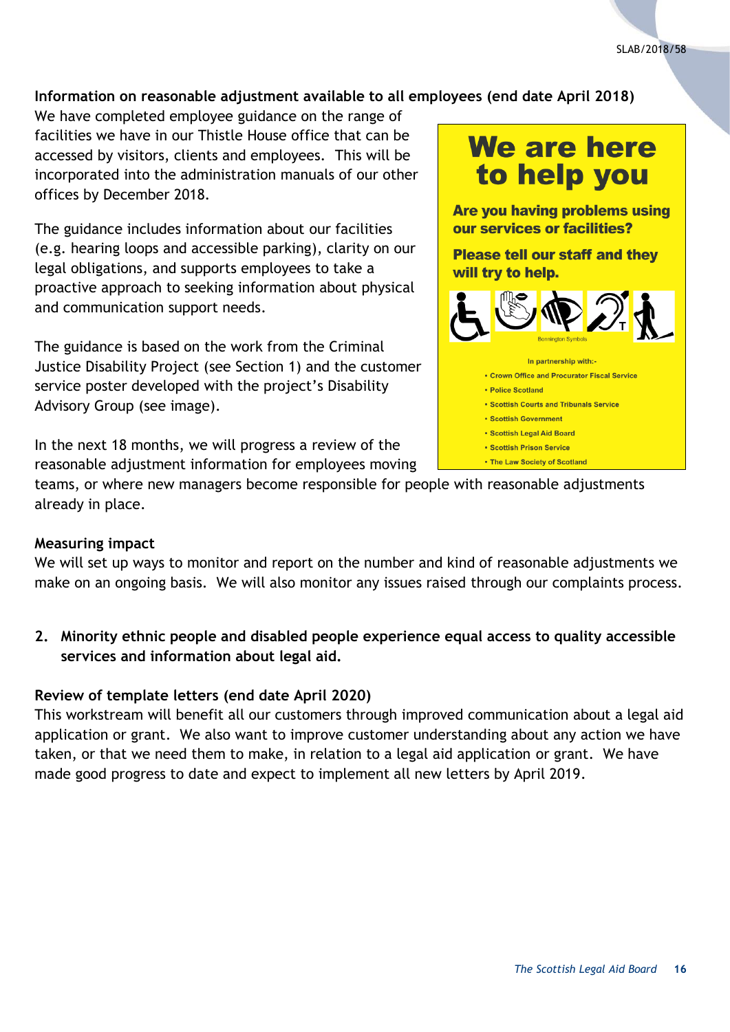**Information on reasonable adjustment available to all employees (end date April 2018)**

We have completed employee guidance on the range of facilities we have in our Thistle House office that can be accessed by visitors, clients and employees. This will be incorporated into the administration manuals of our other offices by December 2018.

The guidance includes information about our facilities (e.g. hearing loops and accessible parking), clarity on our legal obligations, and supports employees to take a proactive approach to seeking information about physical and communication support needs.

The guidance is based on the work from the Criminal Justice Disability Project (see Section 1) and the customer service poster developed with the project's Disability Advisory Group (see image).

We are here to help you

Are you having problems using our services or facilities?

Please tell our staff and they will try to help.

Bonnington Symbols

In partnership with:-

- Crown Office and Procurator Fiscal Service
- Police Scotland
- Scottish Courts and Tribunals Service
- Scottish Government
- Scottish Legal Aid Board
- Scottish Prison Service
- The Law Society of Scotland

In the next 18 months, we will progress a review of the reasonable adjustment information for employees moving teams, or where new managers become responsible for people with reasonable adjustments already in place.

**Measuring impact**

We will set up ways to monitor and report on the number and kind of reasonable adjustments we make on an ongoing basis. We will also monitor any issues raised through our complaints process.

2. **Minority ethnic people and disabled people experience equal access to quality accessible services and information about legal aid.**

**Review of template letters (end date April 2020)**

This workstream will benefit all our customers through improved communication about a legal aid application or grant. We also want to improve customer understanding about any action we have taken, or that we need them to make, in relation to a legal aid application or grant. We have made good progress to date and expect to implement all new letters by April 2019.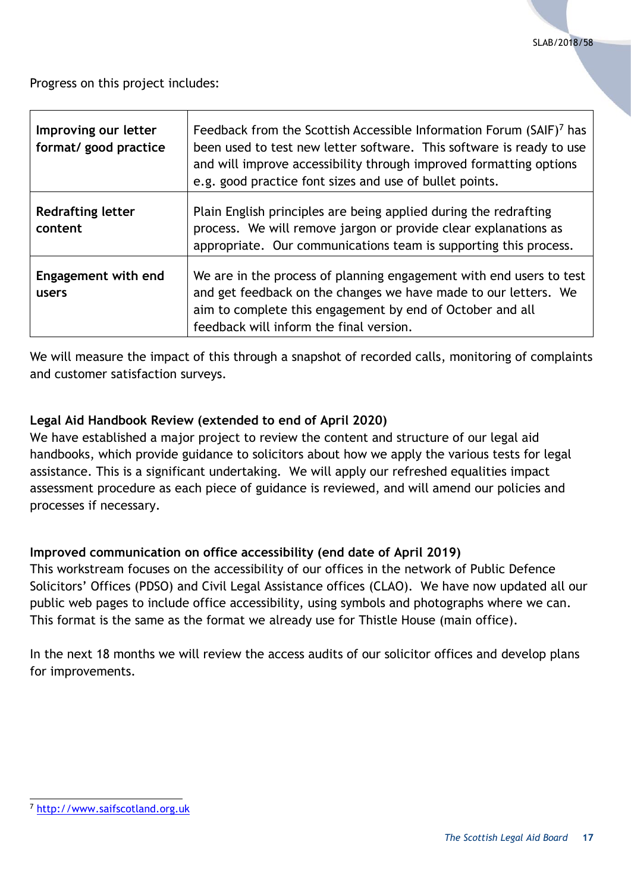Progress on this project includes:

| | |
|---|---|
| **Improving our letter format/ good practice** | Feedback from the Scottish Accessible Information Forum (SAIF)[7] has been used to test new letter software. This software is ready to use and will improve accessibility through improved formatting options e.g. good practice font sizes and use of bullet points. |
| **Redrafting letter content** | Plain English principles are being applied during the redrafting process. We will remove jargon or provide clear explanations as appropriate. Our communications team is supporting this process. |
| **Engagement with end users** | We are in the process of planning engagement with end users to test and get feedback on the changes we have made to our letters. We aim to complete this engagement by end of October and all feedback will inform the final version. |

We will measure the impact of this through a snapshot of recorded calls, monitoring of complaints and customer satisfaction surveys.

**Legal Aid Handbook Review (extended to end of April 2020)**

We have established a major project to review the content and structure of our legal aid handbooks, which provide guidance to solicitors about how we apply the various tests for legal assistance. This is a significant undertaking. We will apply our refreshed equalities impact assessment procedure as each piece of guidance is reviewed, and will amend our policies and processes if necessary.

**Improved communication on office accessibility (end date of April 2019)**

This workstream focuses on the accessibility of our offices in the network of Public Defence Solicitors' Offices (PDSO) and Civil Legal Assistance offices (CLAO). We have now updated all our public web pages to include office accessibility, using symbols and photographs where we can. This format is the same as the format we already use for Thistle House (main office).

In the next 18 months we will review the access audits of our solicitor offices and develop plans for improvements.

[7] http://www.saifscotland.org.uk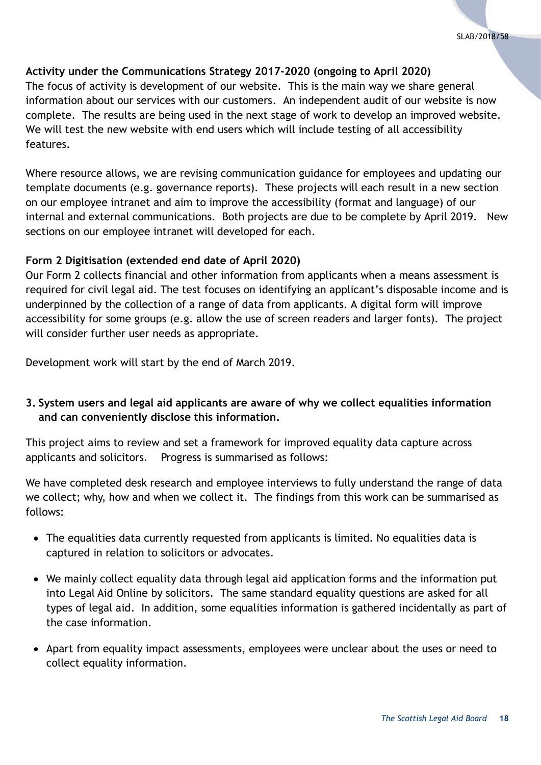**Activity under the Communications Strategy 2017-2020 (ongoing to April 2020)**
The focus of activity is development of our website. This is the main way we share general information about our services with our customers. An independent audit of our website is now complete. The results are being used in the next stage of work to develop an improved website. We will test the new website with end users which will include testing of all accessibility features.

Where resource allows, we are revising communication guidance for employees and updating our template documents (e.g. governance reports). These projects will each result in a new section on our employee intranet and aim to improve the accessibility (format and language) of our internal and external communications. Both projects are due to be complete by April 2019. New sections on our employee intranet will developed for each.

**Form 2 Digitisation (extended end date of April 2020)**
Our Form 2 collects financial and other information from applicants when a means assessment is required for civil legal aid. The test focuses on identifying an applicant's disposable income and is underpinned by the collection of a range of data from applicants. A digital form will improve accessibility for some groups (e.g. allow the use of screen readers and larger fonts). The project will consider further user needs as appropriate.

Development work will start by the end of March 2019.

**3. System users and legal aid applicants are aware of why we collect equalities information and can conveniently disclose this information.**

This project aims to review and set a framework for improved equality data capture across applicants and solicitors. Progress is summarised as follows:

We have completed desk research and employee interviews to fully understand the range of data we collect; why, how and when we collect it. The findings from this work can be summarised as follows:

- The equalities data currently requested from applicants is limited. No equalities data is captured in relation to solicitors or advocates.
- We mainly collect equality data through legal aid application forms and the information put into Legal Aid Online by solicitors. The same standard equality questions are asked for all types of legal aid. In addition, some equalities information is gathered incidentally as part of the case information.
- Apart from equality impact assessments, employees were unclear about the uses or need to collect equality information.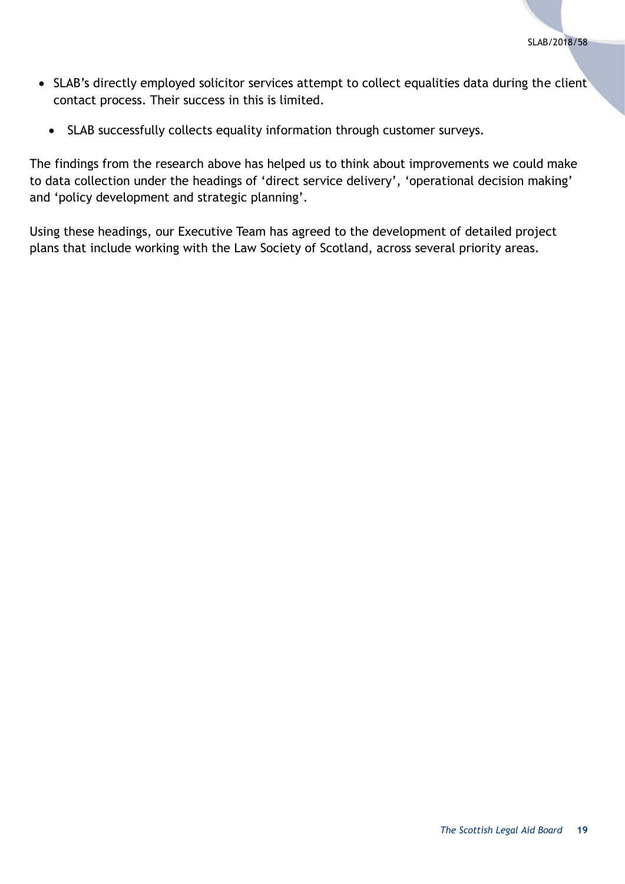- SLAB's directly employed solicitor services attempt to collect equalities data during the client contact process. Their success in this is limited.
    - SLAB successfully collects equality information through customer surveys.

The findings from the research above has helped us to think about improvements we could make to data collection under the headings of 'direct service delivery', 'operational decision making' and 'policy development and strategic planning'.

Using these headings, our Executive Team has agreed to the development of detailed project plans that include working with the Law Society of Scotland, across several priority areas.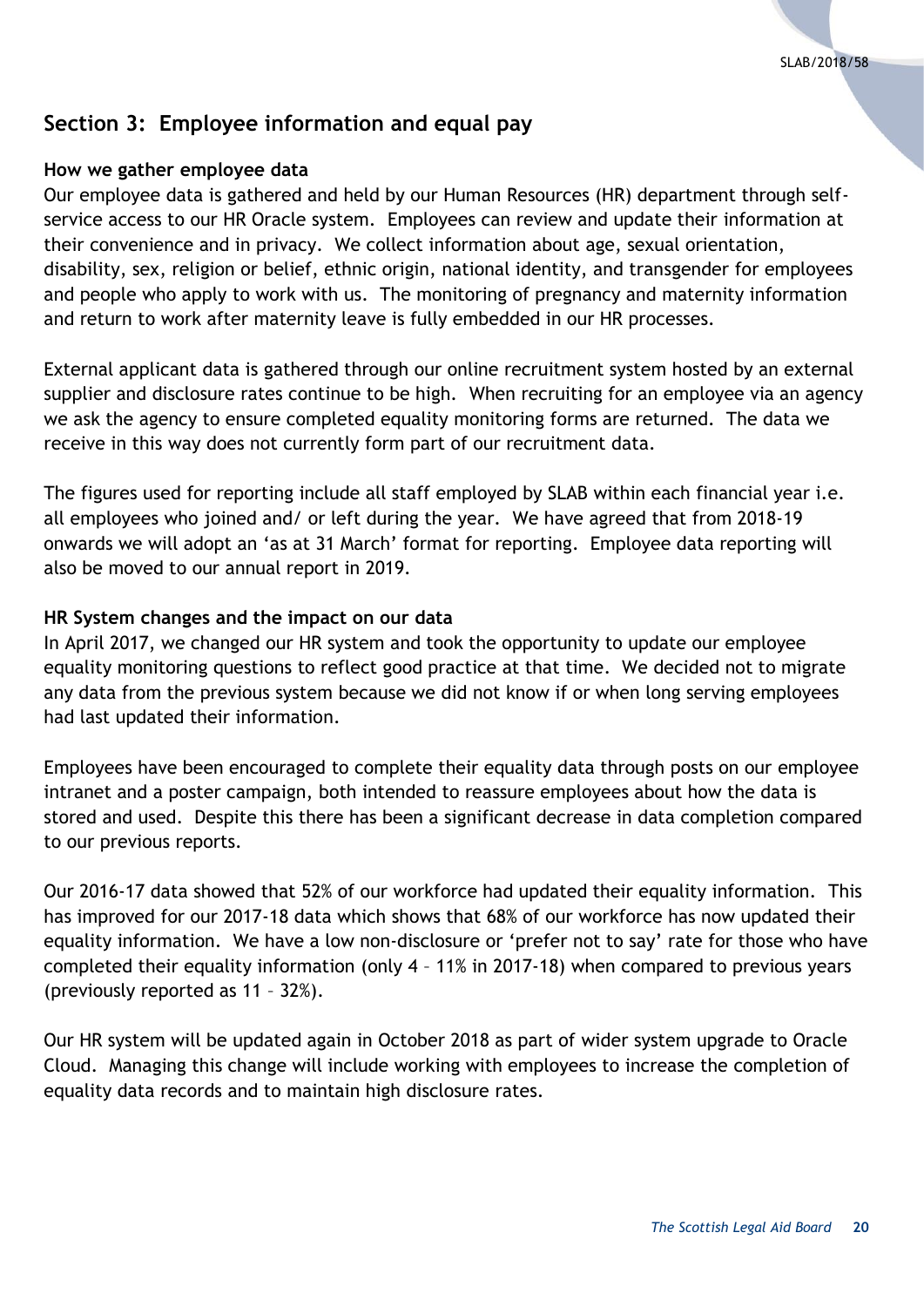## Section 3: Employee information and equal pay

**How we gather employee data**

Our employee data is gathered and held by our Human Resources (HR) department through self-service access to our HR Oracle system. Employees can review and update their information at their convenience and in privacy. We collect information about age, sexual orientation, disability, sex, religion or belief, ethnic origin, national identity, and transgender for employees and people who apply to work with us. The monitoring of pregnancy and maternity information and return to work after maternity leave is fully embedded in our HR processes.

External applicant data is gathered through our online recruitment system hosted by an external supplier and disclosure rates continue to be high. When recruiting for an employee via an agency we ask the agency to ensure completed equality monitoring forms are returned. The data we receive in this way does not currently form part of our recruitment data.

The figures used for reporting include all staff employed by SLAB within each financial year i.e. all employees who joined and/ or left during the year. We have agreed that from 2018-19 onwards we will adopt an 'as at 31 March' format for reporting. Employee data reporting will also be moved to our annual report in 2019.

**HR System changes and the impact on our data**

In April 2017, we changed our HR system and took the opportunity to update our employee equality monitoring questions to reflect good practice at that time. We decided not to migrate any data from the previous system because we did not know if or when long serving employees had last updated their information.

Employees have been encouraged to complete their equality data through posts on our employee intranet and a poster campaign, both intended to reassure employees about how the data is stored and used. Despite this there has been a significant decrease in data completion compared to our previous reports.

Our 2016-17 data showed that 52% of our workforce had updated their equality information. This has improved for our 2017-18 data which shows that 68% of our workforce has now updated their equality information. We have a low non-disclosure or 'prefer not to say' rate for those who have completed their equality information (only 4 – 11% in 2017-18) when compared to previous years (previously reported as 11 – 32%).

Our HR system will be updated again in October 2018 as part of wider system upgrade to Oracle Cloud. Managing this change will include working with employees to increase the completion of equality data records and to maintain high disclosure rates.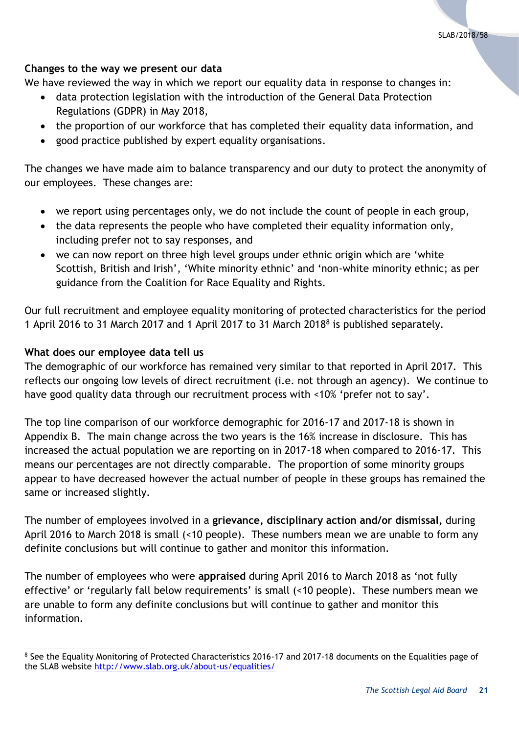### Changes to the way we present our data

We have reviewed the way in which we report our equality data in response to changes in:

- data protection legislation with the introduction of the General Data Protection Regulations (GDPR) in May 2018,
- the proportion of our workforce that has completed their equality data information, and
- good practice published by expert equality organisations.

The changes we have made aim to balance transparency and our duty to protect the anonymity of our employees. These changes are:

- we report using percentages only, we do not include the count of people in each group,
- the data represents the people who have completed their equality information only, including prefer not to say responses, and
- we can now report on three high level groups under ethnic origin which are 'white Scottish, British and Irish', 'White minority ethnic' and 'non-white minority ethnic; as per guidance from the Coalition for Race Equality and Rights.

Our full recruitment and employee equality monitoring of protected characteristics for the period 1 April 2016 to 31 March 2017 and 1 April 2017 to 31 March 2018[8] is published separately.

### What does our employee data tell us

The demographic of our workforce has remained very similar to that reported in April 2017. This reflects our ongoing low levels of direct recruitment (i.e. not through an agency). We continue to have good quality data through our recruitment process with <10% 'prefer not to say'.

The top line comparison of our workforce demographic for 2016-17 and 2017-18 is shown in Appendix B. The main change across the two years is the 16% increase in disclosure. This has increased the actual population we are reporting on in 2017-18 when compared to 2016-17. This means our percentages are not directly comparable. The proportion of some minority groups appear to have decreased however the actual number of people in these groups has remained the same or increased slightly.

The number of employees involved in a **grievance, disciplinary action and/or dismissal,** during April 2016 to March 2018 is small (<10 people). These numbers mean we are unable to form any definite conclusions but will continue to gather and monitor this information.

The number of employees who were **appraised** during April 2016 to March 2018 as 'not fully effective' or 'regularly fall below requirements' is small (<10 people). These numbers mean we are unable to form any definite conclusions but will continue to gather and monitor this information.

[8] See the Equality Monitoring of Protected Characteristics 2016-17 and 2017-18 documents on the Equalities page of the SLAB website http://www.slab.org.uk/about-us/equalities/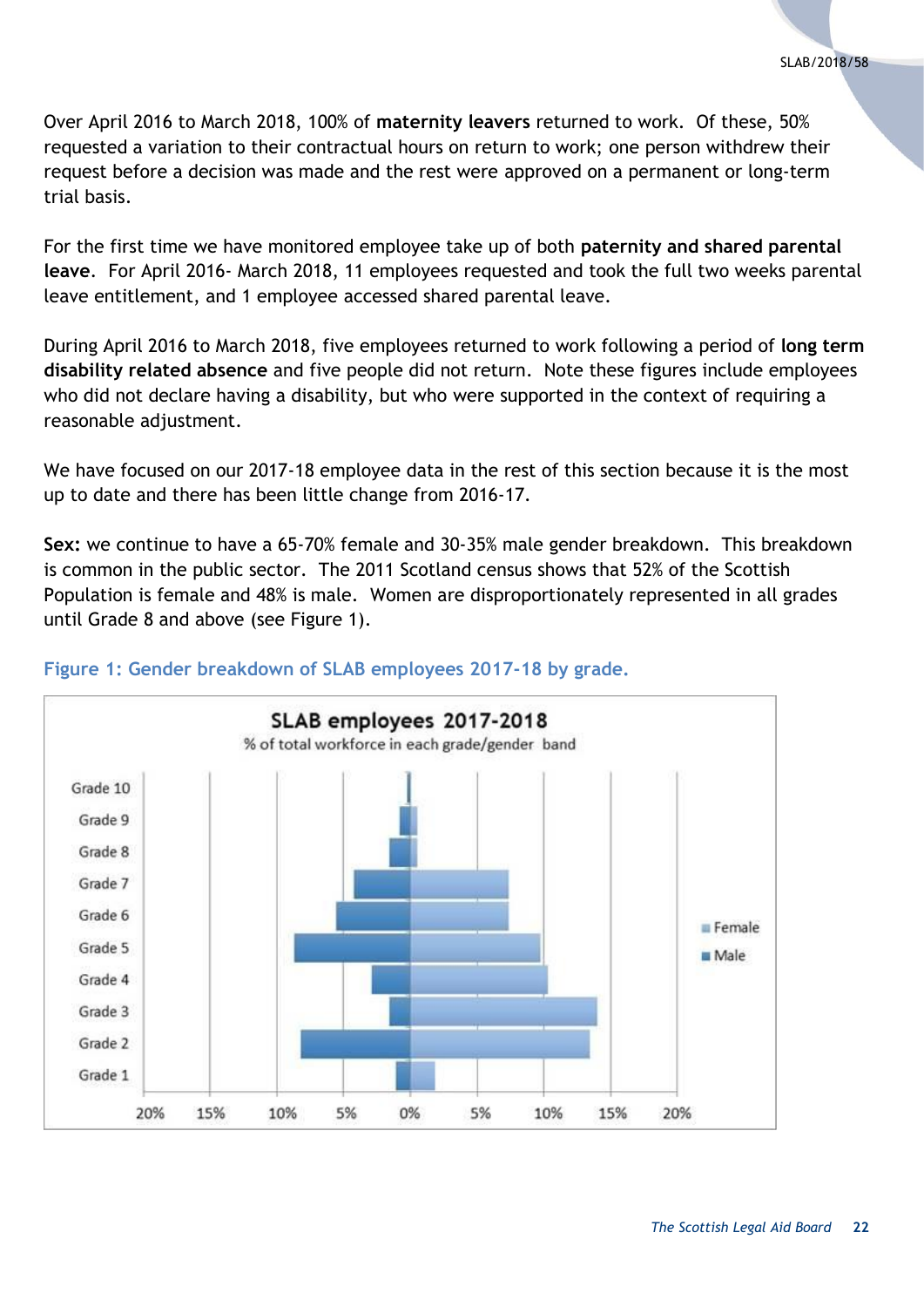Over April 2016 to March 2018, 100% of **maternity leavers** returned to work. Of these, 50% requested a variation to their contractual hours on return to work; one person withdrew their request before a decision was made and the rest were approved on a permanent or long-term trial basis.

For the first time we have monitored employee take up of both **paternity and shared parental leave**. For April 2016- March 2018, 11 employees requested and took the full two weeks parental leave entitlement, and 1 employee accessed shared parental leave.

During April 2016 to March 2018, five employees returned to work following a period of **long term disability related absence** and five people did not return. Note these figures include employees who did not declare having a disability, but who were supported in the context of requiring a reasonable adjustment.

We have focused on our 2017-18 employee data in the rest of this section because it is the most up to date and there has been little change from 2016-17.

**Sex:** we continue to have a 65-70% female and 30-35% male gender breakdown. This breakdown is common in the public sector. The 2011 Scotland census shows that 52% of the Scottish Population is female and 48% is male. Women are disproportionately represented in all grades until Grade 8 and above (see Figure 1).

**Figure 1: Gender breakdown of SLAB employees 2017-18 by grade.**

SLAB employees 2017-2018

% of total workforce in each grade/gender band

Grade 10, Grade 9, Grade 8, Grade 7, Grade 6, Grade 5, Grade 4, Grade 3, Grade 2, Grade 1

20% 15% 10% 5% 0% 5% 10% 15% 20%

Female

Male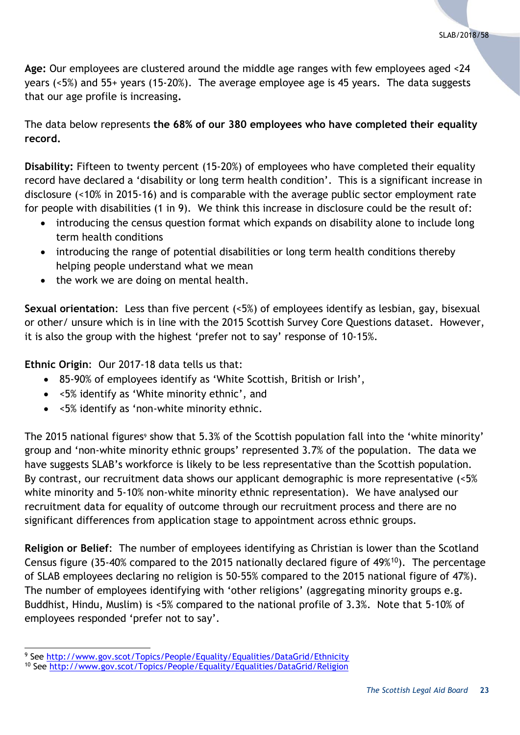**Age:** Our employees are clustered around the middle age ranges with few employees aged <24 years (<5%) and 55+ years (15-20%). The average employee age is 45 years. The data suggests that our age profile is increasing**.**

The data below represents **the 68% of our 380 employees who have completed their equality record.**

**Disability:** Fifteen to twenty percent (15-20%) of employees who have completed their equality record have declared a 'disability or long term health condition'. This is a significant increase in disclosure (<10% in 2015-16) and is comparable with the average public sector employment rate for people with disabilities (1 in 9). We think this increase in disclosure could be the result of:

- introducing the census question format which expands on disability alone to include long term health conditions
- introducing the range of potential disabilities or long term health conditions thereby helping people understand what we mean
- the work we are doing on mental health.

**Sexual orientation**: Less than five percent (<5%) of employees identify as lesbian, gay, bisexual or other/ unsure which is in line with the 2015 Scottish Survey Core Questions dataset. However, it is also the group with the highest 'prefer not to say' response of 10-15%.

**Ethnic Origin**: Our 2017-18 data tells us that:

- 85-90% of employees identify as 'White Scottish, British or Irish',
- <5% identify as 'White minority ethnic', and
- <5% identify as 'non-white minority ethnic.

The 2015 national figures[9] show that 5.3% of the Scottish population fall into the 'white minority' group and 'non-white minority ethnic groups' represented 3.7% of the population. The data we have suggests SLAB's workforce is likely to be less representative than the Scottish population. By contrast, our recruitment data shows our applicant demographic is more representative (<5% white minority and 5-10% non-white minority ethnic representation). We have analysed our recruitment data for equality of outcome through our recruitment process and there are no significant differences from application stage to appointment across ethnic groups.

**Religion or Belief**: The number of employees identifying as Christian is lower than the Scotland Census figure (35-40% compared to the 2015 nationally declared figure of 49%[10]). The percentage of SLAB employees declaring no religion is 50-55% compared to the 2015 national figure of 47%). The number of employees identifying with 'other religions' (aggregating minority groups e.g. Buddhist, Hindu, Muslim) is <5% compared to the national profile of 3.3%. Note that 5-10% of employees responded 'prefer not to say'.

---

[9] See http://www.gov.scot/Topics/People/Equality/Equalities/DataGrid/Ethnicity

[10] See http://www.gov.scot/Topics/People/Equality/Equalities/DataGrid/Religion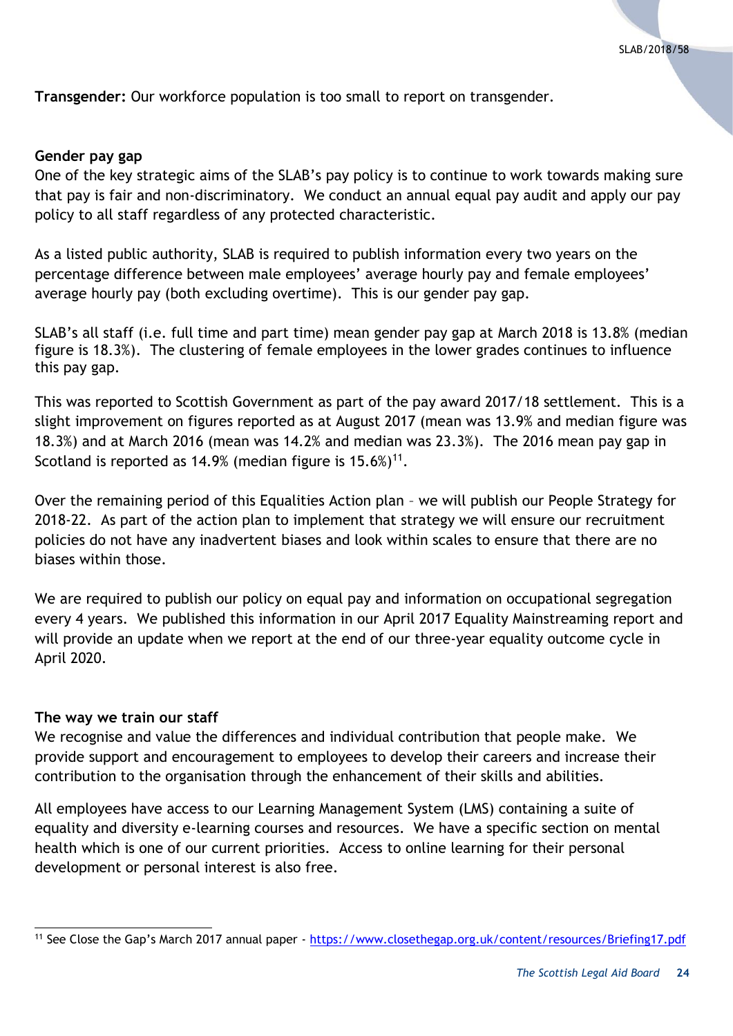**Transgender:** Our workforce population is too small to report on transgender.

**Gender pay gap**

One of the key strategic aims of the SLAB's pay policy is to continue to work towards making sure that pay is fair and non-discriminatory. We conduct an annual equal pay audit and apply our pay policy to all staff regardless of any protected characteristic.

As a listed public authority, SLAB is required to publish information every two years on the percentage difference between male employees' average hourly pay and female employees' average hourly pay (both excluding overtime). This is our gender pay gap.

SLAB's all staff (i.e. full time and part time) mean gender pay gap at March 2018 is 13.8% (median figure is 18.3%). The clustering of female employees in the lower grades continues to influence this pay gap.

This was reported to Scottish Government as part of the pay award 2017/18 settlement. This is a slight improvement on figures reported as at August 2017 (mean was 13.9% and median figure was 18.3%) and at March 2016 (mean was 14.2% and median was 23.3%). The 2016 mean pay gap in Scotland is reported as 14.9% (median figure is 15.6%)[11].

Over the remaining period of this Equalities Action plan – we will publish our People Strategy for 2018-22. As part of the action plan to implement that strategy we will ensure our recruitment policies do not have any inadvertent biases and look within scales to ensure that there are no biases within those.

We are required to publish our policy on equal pay and information on occupational segregation every 4 years. We published this information in our April 2017 Equality Mainstreaming report and will provide an update when we report at the end of our three-year equality outcome cycle in April 2020.

**The way we train our staff**

We recognise and value the differences and individual contribution that people make. We provide support and encouragement to employees to develop their careers and increase their contribution to the organisation through the enhancement of their skills and abilities.

All employees have access to our Learning Management System (LMS) containing a suite of equality and diversity e-learning courses and resources. We have a specific section on mental health which is one of our current priorities. Access to online learning for their personal development or personal interest is also free.

[11] See Close the Gap's March 2017 annual paper - https://www.closethegap.org.uk/content/resources/Briefing17.pdf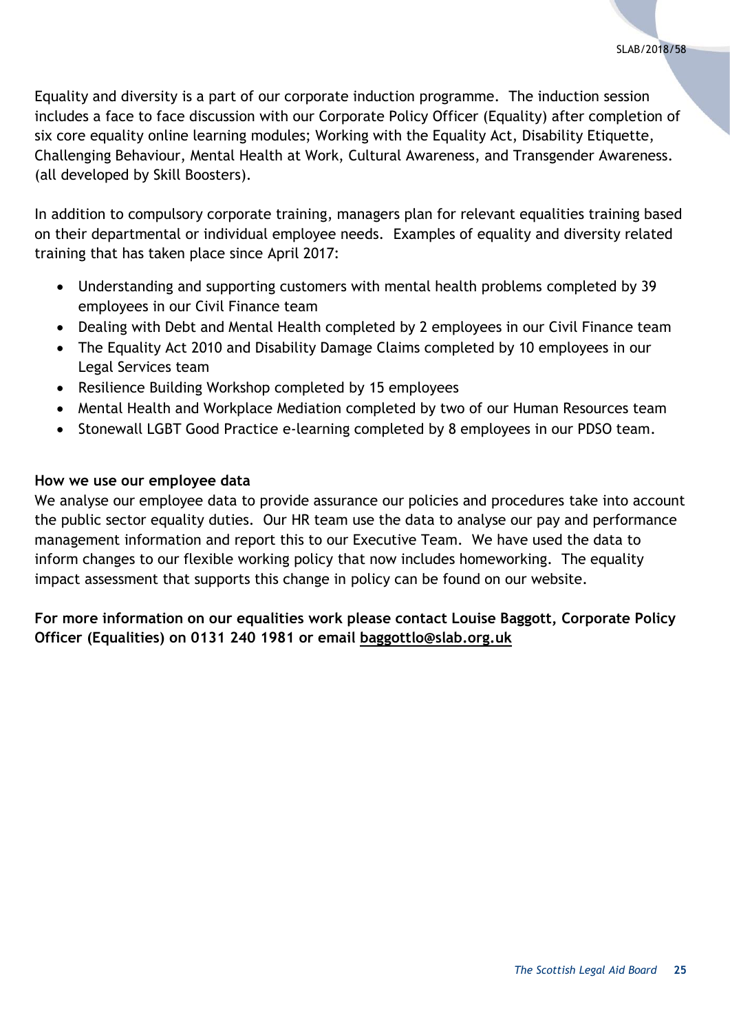Equality and diversity is a part of our corporate induction programme. The induction session includes a face to face discussion with our Corporate Policy Officer (Equality) after completion of six core equality online learning modules; Working with the Equality Act, Disability Etiquette, Challenging Behaviour, Mental Health at Work, Cultural Awareness, and Transgender Awareness. (all developed by Skill Boosters).

In addition to compulsory corporate training, managers plan for relevant equalities training based on their departmental or individual employee needs. Examples of equality and diversity related training that has taken place since April 2017:

- Understanding and supporting customers with mental health problems completed by 39 employees in our Civil Finance team
- Dealing with Debt and Mental Health completed by 2 employees in our Civil Finance team
- The Equality Act 2010 and Disability Damage Claims completed by 10 employees in our Legal Services team
- Resilience Building Workshop completed by 15 employees
- Mental Health and Workplace Mediation completed by two of our Human Resources team
- Stonewall LGBT Good Practice e-learning completed by 8 employees in our PDSO team.

**How we use our employee data**

We analyse our employee data to provide assurance our policies and procedures take into account the public sector equality duties. Our HR team use the data to analyse our pay and performance management information and report this to our Executive Team. We have used the data to inform changes to our flexible working policy that now includes homeworking. The equality impact assessment that supports this change in policy can be found on our website.

**For more information on our equalities work please contact Louise Baggott, Corporate Policy Officer (Equalities) on 0131 240 1981 or email baggottlo@slab.org.uk**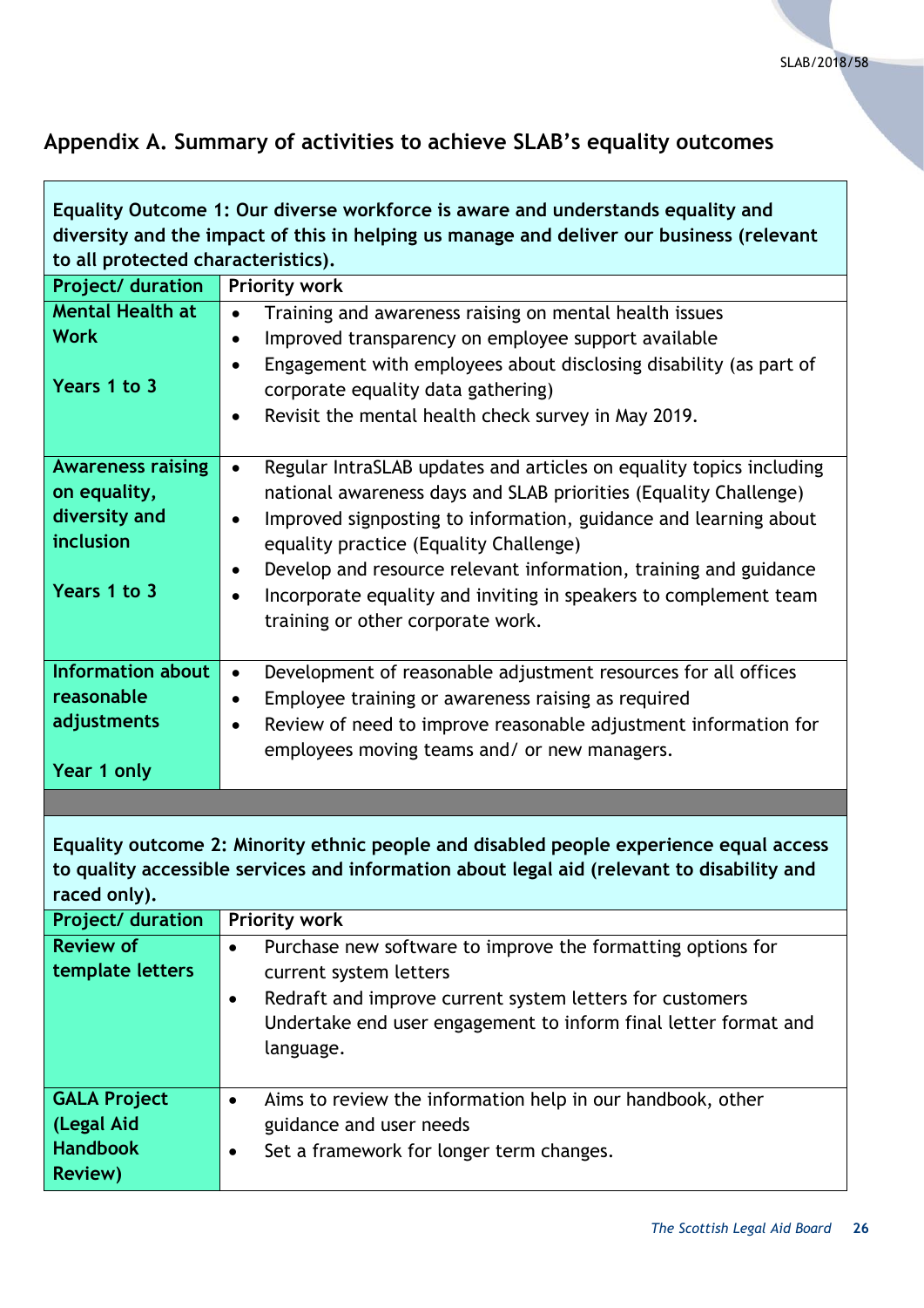## Appendix A. Summary of activities to achieve SLAB's equality outcomes

**Equality Outcome 1: Our diverse workforce is aware and understands equality and diversity and the impact of this in helping us manage and deliver our business (relevant to all protected characteristics).**

| Project/ duration | Priority work |
|---|---|
| **Mental Health at Work**<br><br>**Years 1 to 3** | • Training and awareness raising on mental health issues<br>• Improved transparency on employee support available<br>• Engagement with employees about disclosing disability (as part of corporate equality data gathering)<br>• Revisit the mental health check survey in May 2019. |
| **Awareness raising on equality, diversity and inclusion**<br><br>**Years 1 to 3** | • Regular IntraSLAB updates and articles on equality topics including national awareness days and SLAB priorities (Equality Challenge)<br>• Improved signposting to information, guidance and learning about equality practice (Equality Challenge)<br>• Develop and resource relevant information, training and guidance<br>• Incorporate equality and inviting in speakers to complement team training or other corporate work. |
| **Information about reasonable adjustments**<br><br>**Year 1 only** | • Development of reasonable adjustment resources for all offices<br>• Employee training or awareness raising as required<br>• Review of need to improve reasonable adjustment information for employees moving teams and/ or new managers. |

**Equality outcome 2: Minority ethnic people and disabled people experience equal access to quality accessible services and information about legal aid (relevant to disability and raced only).**

| Project/ duration | Priority work |
|---|---|
| **Review of template letters** | • Purchase new software to improve the formatting options for current system letters<br>• Redraft and improve current system letters for customers Undertake end user engagement to inform final letter format and language. |
| **GALA Project (Legal Aid Handbook Review)** | • Aims to review the information help in our handbook, other guidance and user needs<br>• Set a framework for longer term changes. |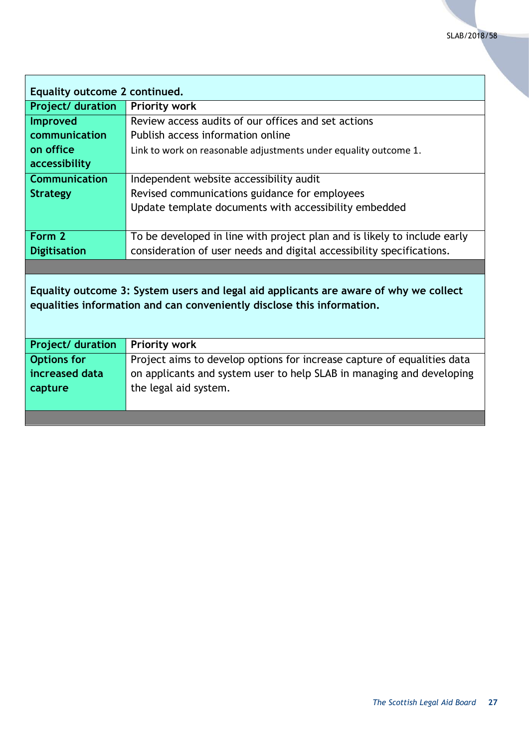| Equality outcome 2 continued. | |
|---|---|
| **Project/ duration** | **Priority work** |
| **Improved communication on office accessibility** | Review access audits of our offices and set actions<br>Publish access information online<br>Link to work on reasonable adjustments under equality outcome 1. |
| **Communication Strategy** | Independent website accessibility audit<br>Revised communications guidance for employees<br>Update template documents with accessibility embedded |
| **Form 2 Digitisation** | To be developed in line with project plan and is likely to include early consideration of user needs and digital accessibility specifications. |

| Equality outcome 3: System users and legal aid applicants are aware of why we collect equalities information and can conveniently disclose this information. | |
|---|---|
| **Project/ duration** | **Priority work** |
| **Options for increased data capture** | Project aims to develop options for increase capture of equalities data on applicants and system user to help SLAB in managing and developing the legal aid system. |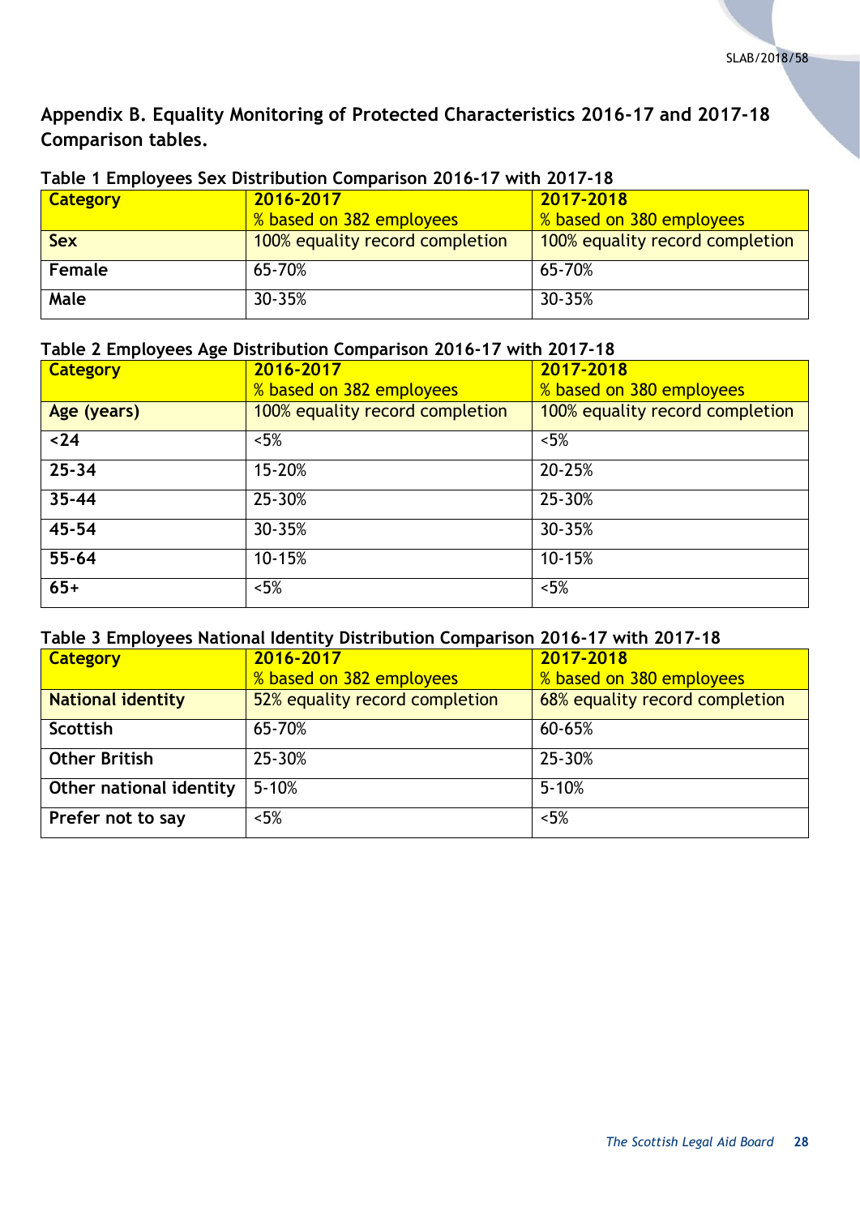## Appendix B. Equality Monitoring of Protected Characteristics 2016-17 and 2017-18 Comparison tables.

**Table 1 Employees Sex Distribution Comparison 2016-17 with 2017-18**

| Category | 2016-2017<br>% based on 382 employees | 2017-2018<br>% based on 380 employees |
|---|---|---|
| **Sex** | 100% equality record completion | 100% equality record completion |
| **Female** | 65-70% | 65-70% |
| **Male** | 30-35% | 30-35% |

**Table 2 Employees Age Distribution Comparison 2016-17 with 2017-18**

| Category | 2016-2017<br>% based on 382 employees | 2017-2018<br>% based on 380 employees |
|---|---|---|
| **Age (years)** | 100% equality record completion | 100% equality record completion |
| **<24** | <5% | <5% |
| **25-34** | 15-20% | 20-25% |
| **35-44** | 25-30% | 25-30% |
| **45-54** | 30-35% | 30-35% |
| **55-64** | 10-15% | 10-15% |
| **65+** | <5% | <5% |

**Table 3 Employees National Identity Distribution Comparison 2016-17 with 2017-18**

| Category | 2016-2017<br>% based on 382 employees | 2017-2018<br>% based on 380 employees |
|---|---|---|
| **National identity** | 52% equality record completion | 68% equality record completion |
| **Scottish** | 65-70% | 60-65% |
| **Other British** | 25-30% | 25-30% |
| **Other national identity** | 5-10% | 5-10% |
| **Prefer not to say** | <5% | <5% |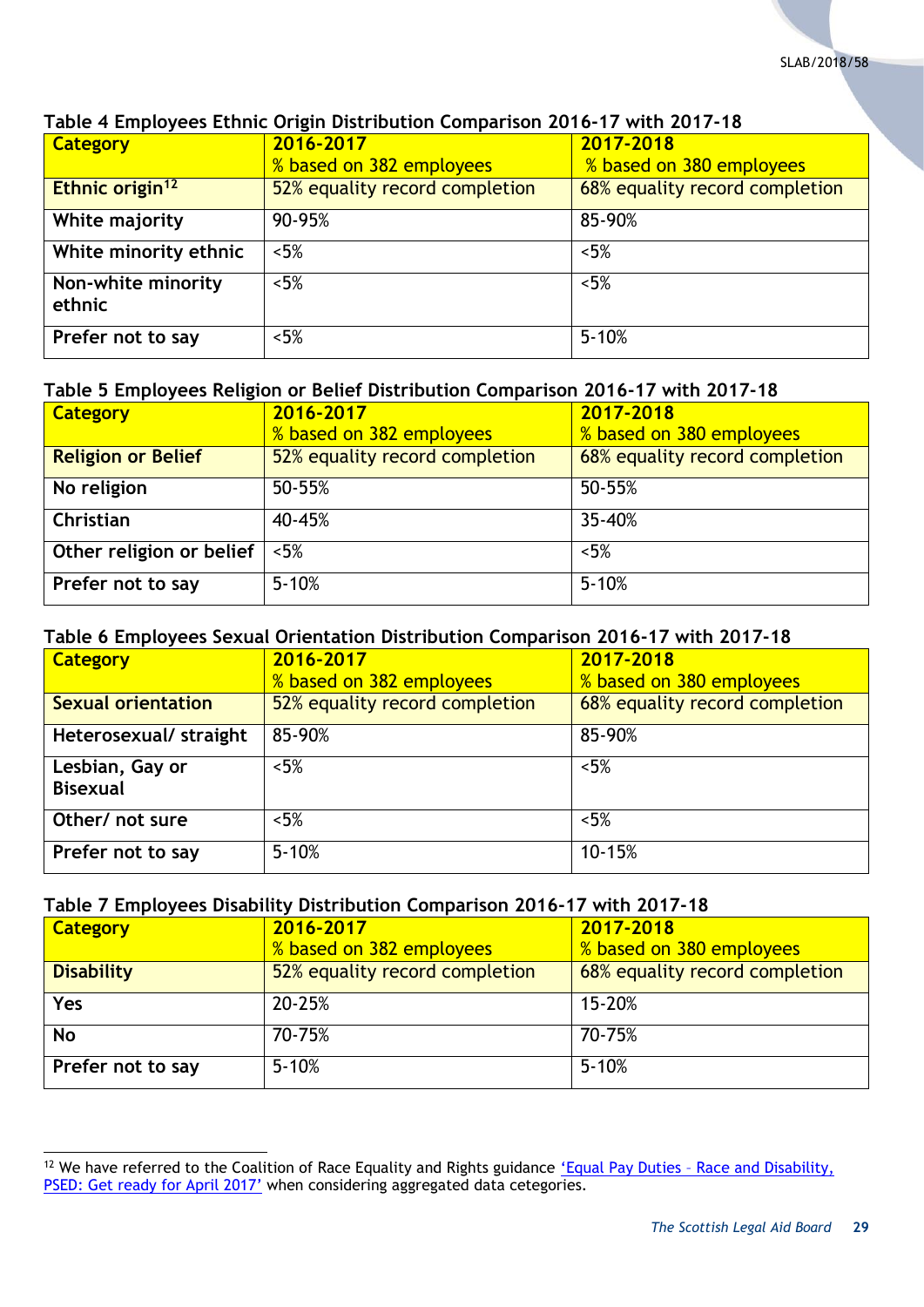**Table 4 Employees Ethnic Origin Distribution Comparison 2016-17 with 2017-18**

| Category | 2016-2017<br>% based on 382 employees | 2017-2018<br>% based on 380 employees |
|---|---|---|
| **Ethnic origin**[12] | 52% equality record completion | 68% equality record completion |
| **White majority** | 90-95% | 85-90% |
| **White minority ethnic** | <5% | <5% |
| **Non-white minority ethnic** | <5% | <5% |
| **Prefer not to say** | <5% | 5-10% |

**Table 5 Employees Religion or Belief Distribution Comparison 2016-17 with 2017-18**

| Category | 2016-2017<br>% based on 382 employees | 2017-2018<br>% based on 380 employees |
|---|---|---|
| **Religion or Belief** | 52% equality record completion | 68% equality record completion |
| **No religion** | 50-55% | 50-55% |
| **Christian** | 40-45% | 35-40% |
| **Other religion or belief** | <5% | <5% |
| **Prefer not to say** | 5-10% | 5-10% |

**Table 6 Employees Sexual Orientation Distribution Comparison 2016-17 with 2017-18**

| Category | 2016-2017<br>% based on 382 employees | 2017-2018<br>% based on 380 employees |
|---|---|---|
| **Sexual orientation** | 52% equality record completion | 68% equality record completion |
| **Heterosexual/ straight** | 85-90% | 85-90% |
| **Lesbian, Gay or Bisexual** | <5% | <5% |
| **Other/ not sure** | <5% | <5% |
| **Prefer not to say** | 5-10% | 10-15% |

**Table 7 Employees Disability Distribution Comparison 2016-17 with 2017-18**

| Category | 2016-2017<br>% based on 382 employees | 2017-2018<br>% based on 380 employees |
|---|---|---|
| **Disability** | 52% equality record completion | 68% equality record completion |
| **Yes** | 20-25% | 15-20% |
| **No** | 70-75% | 70-75% |
| **Prefer not to say** | 5-10% | 5-10% |

[12] We have referred to the Coalition of Race Equality and Rights guidance 'Equal Pay Duties – Race and Disability, PSED: Get ready for April 2017' when considering aggregated data cetegories.